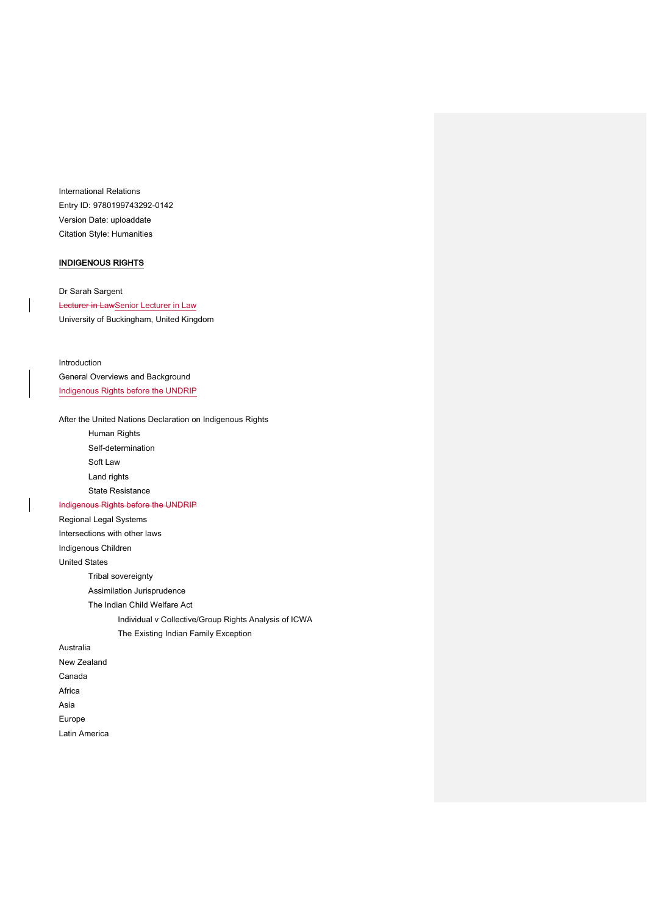International Relations

Entry ID: 9780199743292-0142

Version Date: uploaddate

Citation Style: Humanities

**INDIGENOUS RIGHTS**

Dr Sarah Sargent

~~Lecturer in Law~~Senior Lecturer in Law

University of Buckingham, United Kingdom

Introduction

General Overviews and Background

Indigenous Rights before the UNDRIP

After the United Nations Declaration on Indigenous Rights

- Human Rights
- Self-determination
- Soft Law
- Land rights
- State Resistance

~~Indigenous Rights before the UNDRIP~~

Regional Legal Systems

Intersections with other laws

Indigenous Children

United States

- Tribal sovereignty
- Assimilation Jurisprudence
- The Indian Child Welfare Act
  - Individual v Collective/Group Rights Analysis of ICWA
  - The Existing Indian Family Exception

Australia

New Zealand

Canada

Africa

Asia

Europe

Latin America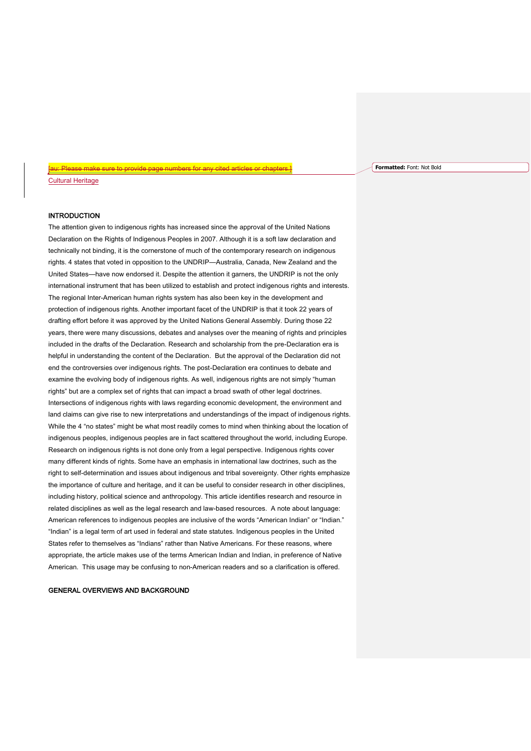[au: Please make sure to provide page numbers for any cited articles or chapters.]

Cultural Heritage

## INTRODUCTION

The attention given to indigenous rights has increased since the approval of the United Nations Declaration on the Rights of Indigenous Peoples in 2007. Although it is a soft law declaration and technically not binding, it is the cornerstone of much of the contemporary research on indigenous rights. 4 states that voted in opposition to the UNDRIP—Australia, Canada, New Zealand and the United States—have now endorsed it. Despite the attention it garners, the UNDRIP is not the only international instrument that has been utilized to establish and protect indigenous rights and interests. The regional Inter-American human rights system has also been key in the development and protection of indigenous rights. Another important facet of the UNDRIP is that it took 22 years of drafting effort before it was approved by the United Nations General Assembly. During those 22 years, there were many discussions, debates and analyses over the meaning of rights and principles included in the drafts of the Declaration. Research and scholarship from the pre-Declaration era is helpful in understanding the content of the Declaration. But the approval of the Declaration did not end the controversies over indigenous rights. The post-Declaration era continues to debate and examine the evolving body of indigenous rights. As well, indigenous rights are not simply "human rights" but are a complex set of rights that can impact a broad swath of other legal doctrines. Intersections of indigenous rights with laws regarding economic development, the environment and land claims can give rise to new interpretations and understandings of the impact of indigenous rights. While the 4 "no states" might be what most readily comes to mind when thinking about the location of indigenous peoples, indigenous peoples are in fact scattered throughout the world, including Europe. Research on indigenous rights is not done only from a legal perspective. Indigenous rights cover many different kinds of rights. Some have an emphasis in international law doctrines, such as the right to self-determination and issues about indigenous and tribal sovereignty. Other rights emphasize the importance of culture and heritage, and it can be useful to consider research in other disciplines, including history, political science and anthropology. This article identifies research and resource in related disciplines as well as the legal research and law-based resources. A note about language: American references to indigenous peoples are inclusive of the words "American Indian" or "Indian." "Indian" is a legal term of art used in federal and state statutes. Indigenous peoples in the United States refer to themselves as "Indians" rather than Native Americans. For these reasons, where appropriate, the article makes use of the terms American Indian and Indian, in preference of Native American. This usage may be confusing to non-American readers and so a clarification is offered.

## GENERAL OVERVIEWS AND BACKGROUND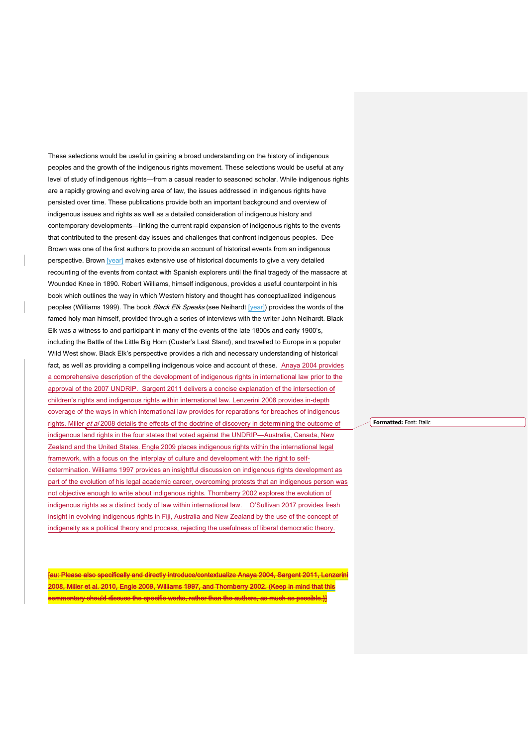These selections would be useful in gaining a broad understanding on the history of indigenous peoples and the growth of the indigenous rights movement. These selections would be useful at any level of study of indigenous rights—from a casual reader to seasoned scholar. While indigenous rights are a rapidly growing and evolving area of law, the issues addressed in indigenous rights have persisted over time. These publications provide both an important background and overview of indigenous issues and rights as well as a detailed consideration of indigenous history and contemporary developments—linking the current rapid expansion of indigenous rights to the events that contributed to the present-day issues and challenges that confront indigenous peoples. Dee Brown was one of the first authors to provide an account of historical events from an indigenous perspective. Brown [year] makes extensive use of historical documents to give a very detailed recounting of the events from contact with Spanish explorers until the final tragedy of the massacre at Wounded Knee in 1890. Robert Williams, himself indigenous, provides a useful counterpoint in his book which outlines the way in which Western history and thought has conceptualized indigenous peoples (Williams 1999). The book *Black Elk Speaks* (see Neihardt [year]) provides the words of the famed holy man himself, provided through a series of interviews with the writer John Neihardt. Black Elk was a witness to and participant in many of the events of the late 1800s and early 1900's, including the Battle of the Little Big Horn (Custer's Last Stand), and travelled to Europe in a popular Wild West show. Black Elk's perspective provides a rich and necessary understanding of historical fact, as well as providing a compelling indigenous voice and account of these. Anaya 2004 provides a comprehensive description of the development of indigenous rights in international law prior to the approval of the 2007 UNDRIP. Sargent 2011 delivers a concise explanation of the intersection of children's rights and indigenous rights within international law. Lenzerini 2008 provides in-depth coverage of the ways in which international law provides for reparations for breaches of indigenous rights. Miller *et al* 2008 details the effects of the doctrine of discovery in determining the outcome of indigenous land rights in the four states that voted against the UNDRIP—Australia, Canada, New Zealand and the United States. Engle 2009 places indigenous rights within the international legal framework, with a focus on the interplay of culture and development with the right to self-determination. Williams 1997 provides an insightful discussion on indigenous rights development as part of the evolution of his legal academic career, overcoming protests that an indigenous person was not objective enough to write about indigenous rights. Thornberry 2002 explores the evolution of indigenous rights as a distinct body of law within international law. O'Sullivan 2017 provides fresh insight in evolving indigenous rights in Fiji, Australia and New Zealand by the use of the concept of indigeneity as a political theory and process, rejecting the usefulness of liberal democratic theory.

~~[au: Please also specifically and directly introduce/contextualize Anaya 2004, Sargent 2011, Lenzerini 2008, Miller et al. 2010, Engle 2009, Williams 1997, and Thornberry 2002. (Keep in mind that this commentary should discuss the specific works, rather than the authors, as much as possible.)]~~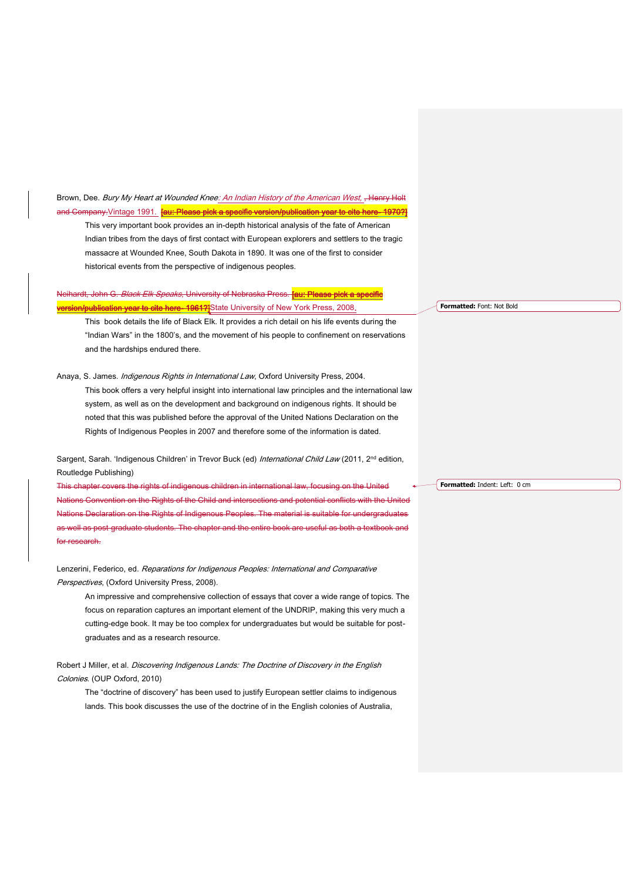Brown, Dee. *Bury My Heart at Wounded Knee: An Indian History of the American West,* ~~, Henry Holt and Company.~~ Vintage 1991. ~~**[au: Please pick a specific version/publication year to cite here- 1970?]**~~

This very important book provides an in-depth historical analysis of the fate of American Indian tribes from the days of first contact with European explorers and settlers to the tragic massacre at Wounded Knee, South Dakota in 1890. It was one of the first to consider historical events from the perspective of indigenous peoples.

~~Neihardt, John G. *Black Elk Speaks*, University of Nebraska Press.~~ ~~**[au: Please pick a specific version/publication year to cite here- 1961?]**~~ State University of New York Press, 2008.

This book details the life of Black Elk. It provides a rich detail on his life events during the "Indian Wars" in the 1800's, and the movement of his people to confinement on reservations and the hardships endured there.

Anaya, S. James. *Indigenous Rights in International Law*, Oxford University Press, 2004.

This book offers a very helpful insight into international law principles and the international law system, as well as on the development and background on indigenous rights. It should be noted that this was published before the approval of the United Nations Declaration on the Rights of Indigenous Peoples in 2007 and therefore some of the information is dated.

Sargent, Sarah. 'Indigenous Children' in Trevor Buck (ed) *International Child Law* (2011, 2nd edition, Routledge Publishing)

~~This chapter covers the rights of indigenous children in international law, focusing on the United Nations Convention on the Rights of the Child and intersections and potential conflicts with the United Nations Declaration on the Rights of Indigenous Peoples. The material is suitable for undergraduates as well as post-graduate students. The chapter and the entire book are useful as both a textbook and for research.~~

Lenzerini, Federico, ed. *Reparations for Indigenous Peoples: International and Comparative Perspectives*, (Oxford University Press, 2008).

An impressive and comprehensive collection of essays that cover a wide range of topics. The focus on reparation captures an important element of the UNDRIP, making this very much a cutting-edge book. It may be too complex for undergraduates but would be suitable for post-graduates and as a research resource.

Robert J Miller, et al. *Discovering Indigenous Lands: The Doctrine of Discovery in the English Colonies*. (OUP Oxford, 2010)

The "doctrine of discovery" has been used to justify European settler claims to indigenous lands. This book discusses the use of the doctrine of in the English colonies of Australia,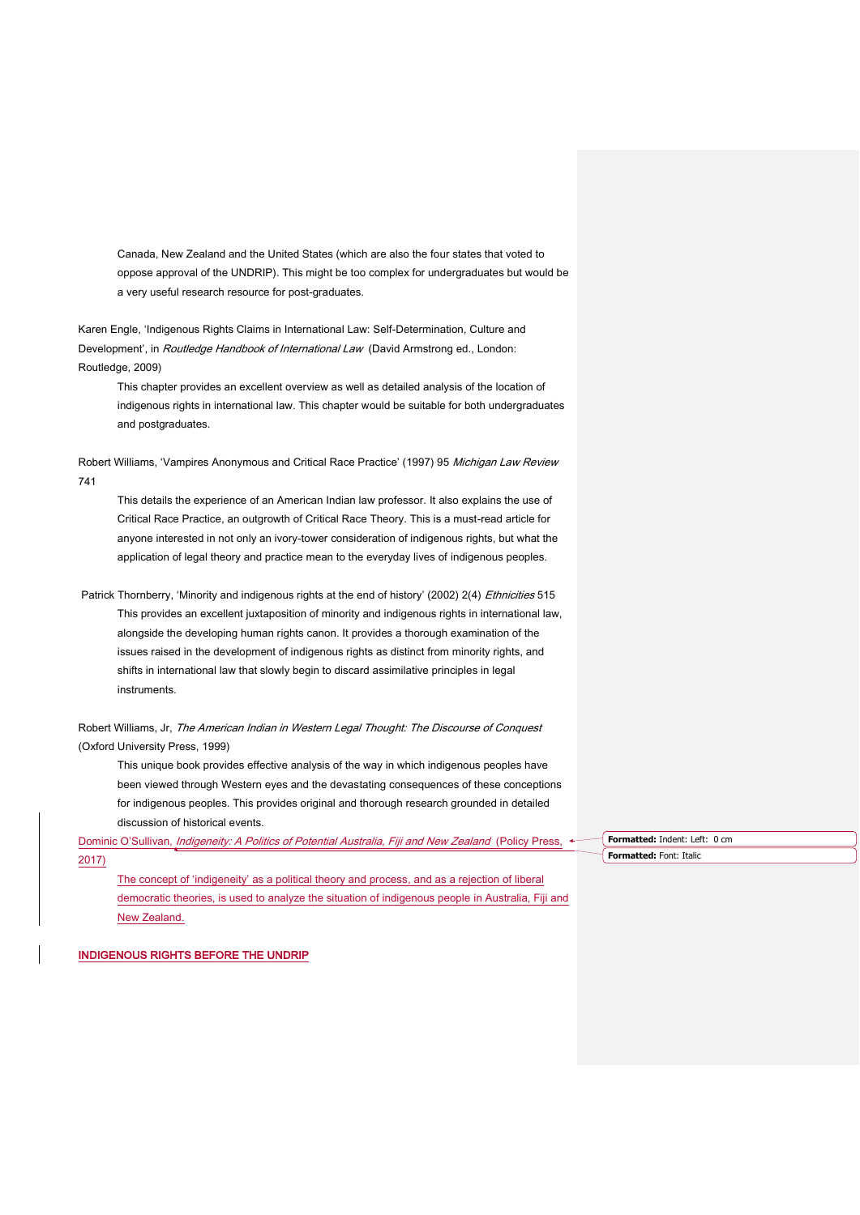Canada, New Zealand and the United States (which are also the four states that voted to oppose approval of the UNDRIP). This might be too complex for undergraduates but would be a very useful research resource for post-graduates.

Karen Engle, 'Indigenous Rights Claims in International Law: Self-Determination, Culture and Development', in *Routledge Handbook of International Law* (David Armstrong ed., London: Routledge, 2009)

This chapter provides an excellent overview as well as detailed analysis of the location of indigenous rights in international law. This chapter would be suitable for both undergraduates and postgraduates.

Robert Williams, 'Vampires Anonymous and Critical Race Practice' (1997) 95 *Michigan Law Review* 741

This details the experience of an American Indian law professor. It also explains the use of Critical Race Practice, an outgrowth of Critical Race Theory. This is a must-read article for anyone interested in not only an ivory-tower consideration of indigenous rights, but what the application of legal theory and practice mean to the everyday lives of indigenous peoples.

Patrick Thornberry, 'Minority and indigenous rights at the end of history' (2002) 2(4) *Ethnicities* 515

This provides an excellent juxtaposition of minority and indigenous rights in international law, alongside the developing human rights canon. It provides a thorough examination of the issues raised in the development of indigenous rights as distinct from minority rights, and shifts in international law that slowly begin to discard assimilative principles in legal instruments.

Robert Williams, Jr, *The American Indian in Western Legal Thought: The Discourse of Conquest* (Oxford University Press, 1999)

This unique book provides effective analysis of the way in which indigenous peoples have been viewed through Western eyes and the devastating consequences of these conceptions for indigenous peoples. This provides original and thorough research grounded in detailed discussion of historical events.

Dominic O'Sullivan, *Indigeneity: A Politics of Potential Australia, Fiji and New Zealand* (Policy Press, 2017)

The concept of 'indigeneity' as a political theory and process, and as a rejection of liberal democratic theories, is used to analyze the situation of indigenous people in Australia, Fiji and New Zealand.

## INDIGENOUS RIGHTS BEFORE THE UNDRIP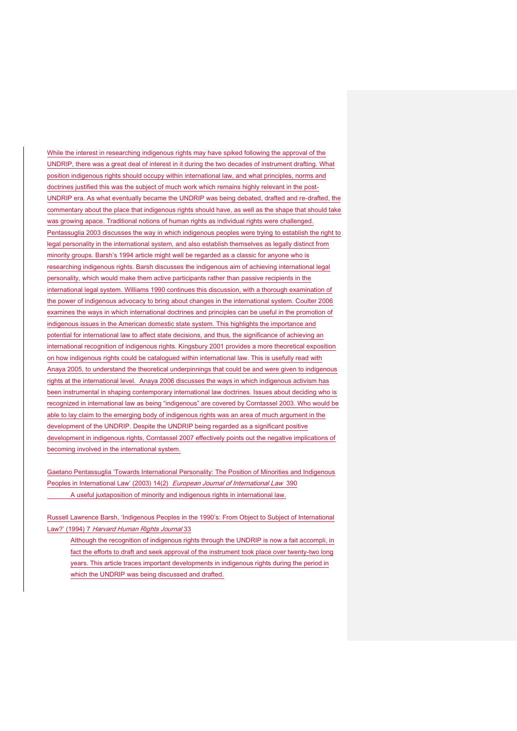While the interest in researching indigenous rights may have spiked following the approval of the UNDRIP, there was a great deal of interest in it during the two decades of instrument drafting. What position indigenous rights should occupy within international law, and what principles, norms and doctrines justified this was the subject of much work which remains highly relevant in the post-UNDRIP era. As what eventually became the UNDRIP was being debated, drafted and re-drafted, the commentary about the place that indigenous rights should have, as well as the shape that should take was growing apace. Traditional notions of human rights as individual rights were challenged. Pentassuglia 2003 discusses the way in which indigenous peoples were trying to establish the right to legal personality in the international system, and also establish themselves as legally distinct from minority groups. Barsh's 1994 article might well be regarded as a classic for anyone who is researching indigenous rights. Barsh discusses the indigenous aim of achieving international legal personality, which would make them active participants rather than passive recipients in the international legal system. Williams 1990 continues this discussion, with a thorough examination of the power of indigenous advocacy to bring about changes in the international system. Coulter 2006 examines the ways in which international doctrines and principles can be useful in the promotion of indigenous issues in the American domestic state system. This highlights the importance and potential for international law to affect state decisions, and thus, the significance of achieving an international recognition of indigenous rights. Kingsbury 2001 provides a more theoretical exposition on how indigenous rights could be catalogued within international law. This is usefully read with Anaya 2005, to understand the theoretical underpinnings that could be and were given to indigenous rights at the international level. Anaya 2006 discusses the ways in which indigenous activism has been instrumental in shaping contemporary international law doctrines. Issues about deciding who is recognized in international law as being "indigenous" are covered by Corntassel 2003. Who would be able to lay claim to the emerging body of indigenous rights was an area of much argument in the development of the UNDRIP. Despite the UNDRIP being regarded as a significant positive development in indigenous rights, Corntassel 2007 effectively points out the negative implications of becoming involved in the international system.

Gaetano Pentassuglia 'Towards International Personality: The Position of Minorities and Indigenous Peoples in International Law' (2003) 14(2) *European Journal of International Law* 390

A useful juxtaposition of minority and indigenous rights in international law.

Russell Lawrence Barsh, 'Indigenous Peoples in the 1990's: From Object to Subject of International Law?' (1994) 7 *Harvard Human Rights Journal* 33

Although the recognition of indigenous rights through the UNDRIP is now a fait accompli, in fact the efforts to draft and seek approval of the instrument took place over twenty-two long years. This article traces important developments in indigenous rights during the period in which the UNDRIP was being discussed and drafted.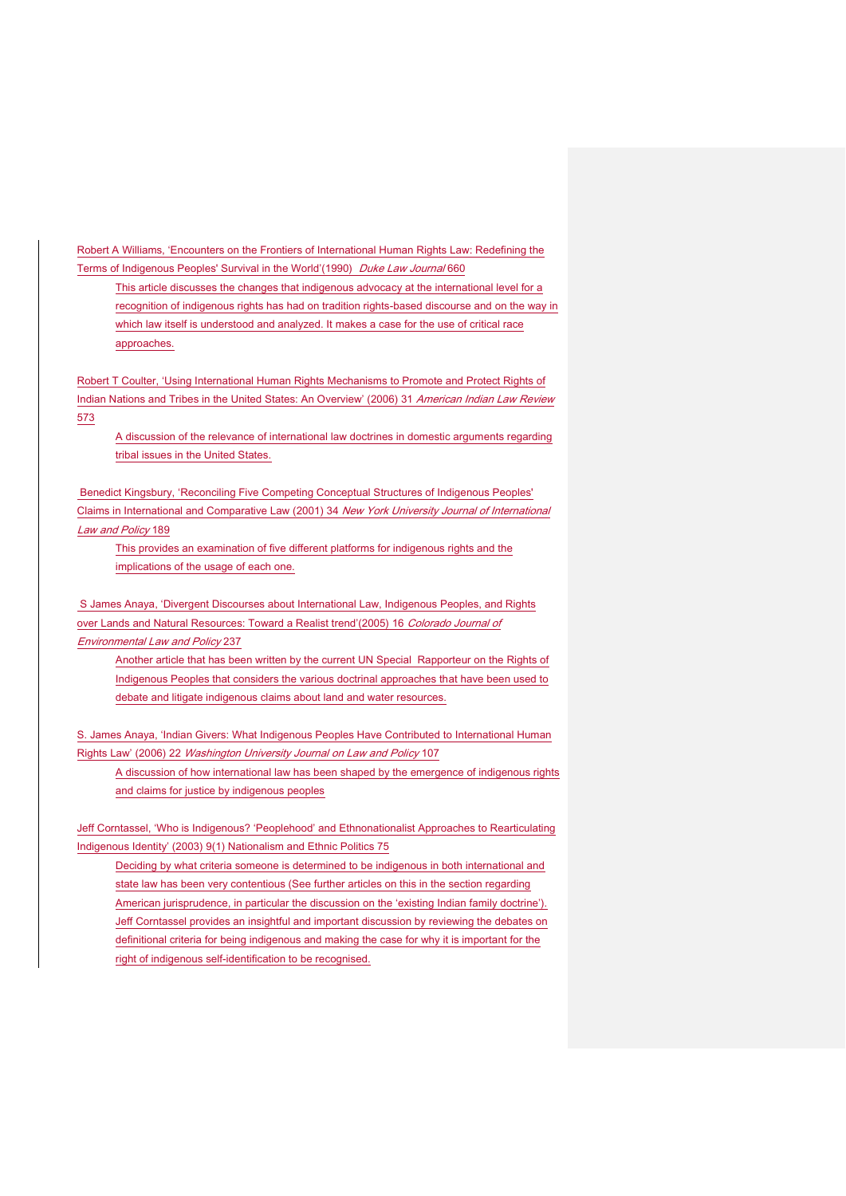Robert A Williams, 'Encounters on the Frontiers of International Human Rights Law: Redefining the Terms of Indigenous Peoples' Survival in the World'(1990) *Duke Law Journal* 660

> This article discusses the changes that indigenous advocacy at the international level for a recognition of indigenous rights has had on tradition rights-based discourse and on the way in which law itself is understood and analyzed. It makes a case for the use of critical race approaches.

Robert T Coulter, 'Using International Human Rights Mechanisms to Promote and Protect Rights of Indian Nations and Tribes in the United States: An Overview' (2006) 31 *American Indian Law Review* 573

> A discussion of the relevance of international law doctrines in domestic arguments regarding tribal issues in the United States.

Benedict Kingsbury, 'Reconciling Five Competing Conceptual Structures of Indigenous Peoples' Claims in International and Comparative Law (2001) 34 *New York University Journal of International Law and Policy* 189

> This provides an examination of five different platforms for indigenous rights and the implications of the usage of each one.

S James Anaya, 'Divergent Discourses about International Law, Indigenous Peoples, and Rights over Lands and Natural Resources: Toward a Realist trend'(2005) 16 *Colorado Journal of Environmental Law and Policy* 237

> Another article that has been written by the current UN Special Rapporteur on the Rights of Indigenous Peoples that considers the various doctrinal approaches that have been used to debate and litigate indigenous claims about land and water resources.

S. James Anaya, 'Indian Givers: What Indigenous Peoples Have Contributed to International Human Rights Law' (2006) 22 *Washington University Journal on Law and Policy* 107

> A discussion of how international law has been shaped by the emergence of indigenous rights and claims for justice by indigenous peoples

Jeff Corntassel, 'Who is Indigenous? 'Peoplehood' and Ethnonationalist Approaches to Rearticulating Indigenous Identity' (2003) 9(1) Nationalism and Ethnic Politics 75

> Deciding by what criteria someone is determined to be indigenous in both international and state law has been very contentious (See further articles on this in the section regarding American jurisprudence, in particular the discussion on the 'existing Indian family doctrine'). Jeff Corntassel provides an insightful and important discussion by reviewing the debates on definitional criteria for being indigenous and making the case for why it is important for the right of indigenous self-identification to be recognised.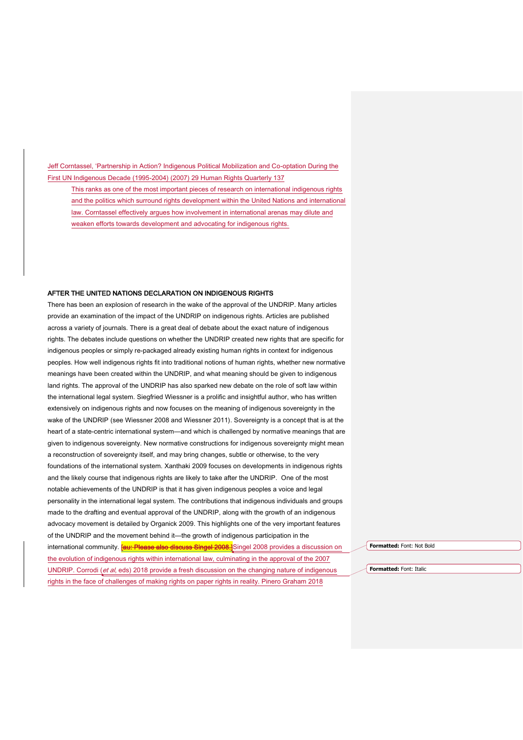Jeff Corntassel, 'Partnership in Action? Indigenous Political Mobilization and Co-optation During the First UN Indigenous Decade (1995-2004) (2007) 29 Human Rights Quarterly 137

> This ranks as one of the most important pieces of research on international indigenous rights and the politics which surround rights development within the United Nations and international law. Corntassel effectively argues how involvement in international arenas may dilute and weaken efforts towards development and advocating for indigenous rights.

**AFTER THE UNITED NATIONS DECLARATION ON INDIGENOUS RIGHTS**

There has been an explosion of research in the wake of the approval of the UNDRIP. Many articles provide an examination of the impact of the UNDRIP on indigenous rights. Articles are published across a variety of journals. There is a great deal of debate about the exact nature of indigenous rights. The debates include questions on whether the UNDRIP created new rights that are specific for indigenous peoples or simply re-packaged already existing human rights in context for indigenous peoples. How well indigenous rights fit into traditional notions of human rights, whether new normative meanings have been created within the UNDRIP, and what meaning should be given to indigenous land rights. The approval of the UNDRIP has also sparked new debate on the role of soft law within the international legal system. Siegfried Wiessner is a prolific and insightful author, who has written extensively on indigenous rights and now focuses on the meaning of indigenous sovereignty in the wake of the UNDRIP (see Wiessner 2008 and Wiessner 2011). Sovereignty is a concept that is at the heart of a state-centric international system—and which is challenged by normative meanings that are given to indigenous sovereignty. New normative constructions for indigenous sovereignty might mean a reconstruction of sovereignty itself, and may bring changes, subtle or otherwise, to the very foundations of the international system. Xanthaki 2009 focuses on developments in indigenous rights and the likely course that indigenous rights are likely to take after the UNDRIP. One of the most notable achievements of the UNDRIP is that it has given indigenous peoples a voice and legal personality in the international legal system. The contributions that indigenous individuals and groups made to the drafting and eventual approval of the UNDRIP, along with the growth of an indigenous advocacy movement is detailed by Organick 2009. This highlights one of the very important features of the UNDRIP and the movement behind it—the growth of indigenous participation in the international community. ~~[au: Please also discuss Singel 2008.]~~ Singel 2008 provides a discussion on the evolution of indigenous rights within international law, culminating in the approval of the 2007 UNDRIP. Corrodi (*et al*, eds) 2018 provide a fresh discussion on the changing nature of indigenous rights in the face of challenges of making rights on paper rights in reality. Pinero Graham 2018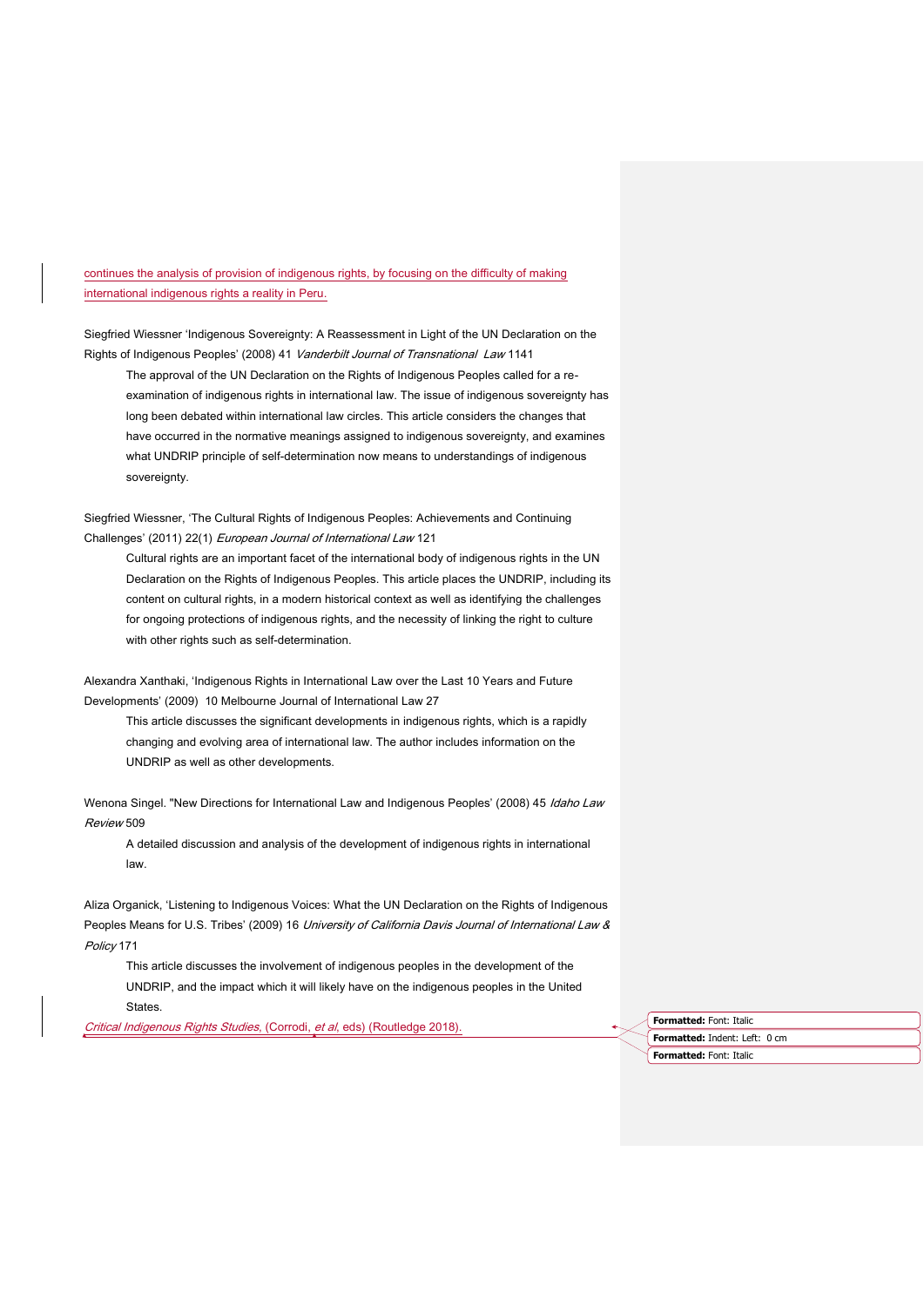continues the analysis of provision of indigenous rights, by focusing on the difficulty of making international indigenous rights a reality in Peru.

Siegfried Wiessner 'Indigenous Sovereignty: A Reassessment in Light of the UN Declaration on the Rights of Indigenous Peoples' (2008) 41 *Vanderbilt Journal of Transnational Law* 1141

> The approval of the UN Declaration on the Rights of Indigenous Peoples called for a re-examination of indigenous rights in international law. The issue of indigenous sovereignty has long been debated within international law circles. This article considers the changes that have occurred in the normative meanings assigned to indigenous sovereignty, and examines what UNDRIP principle of self-determination now means to understandings of indigenous sovereignty.

Siegfried Wiessner, 'The Cultural Rights of Indigenous Peoples: Achievements and Continuing Challenges' (2011) 22(1) *European Journal of International Law* 121

> Cultural rights are an important facet of the international body of indigenous rights in the UN Declaration on the Rights of Indigenous Peoples. This article places the UNDRIP, including its content on cultural rights, in a modern historical context as well as identifying the challenges for ongoing protections of indigenous rights, and the necessity of linking the right to culture with other rights such as self-determination.

Alexandra Xanthaki, 'Indigenous Rights in International Law over the Last 10 Years and Future Developments' (2009) 10 Melbourne Journal of International Law 27

> This article discusses the significant developments in indigenous rights, which is a rapidly changing and evolving area of international law. The author includes information on the UNDRIP as well as other developments.

Wenona Singel. "New Directions for International Law and Indigenous Peoples' (2008) 45 *Idaho Law Review* 509

> A detailed discussion and analysis of the development of indigenous rights in international law.

Aliza Organick, 'Listening to Indigenous Voices: What the UN Declaration on the Rights of Indigenous Peoples Means for U.S. Tribes' (2009) 16 *University of California Davis Journal of International Law & Policy* 171

> This article discusses the involvement of indigenous peoples in the development of the UNDRIP, and the impact which it will likely have on the indigenous peoples in the United States.

*Critical Indigenous Rights Studies*, (Corrodi, *et al*, eds) (Routledge 2018).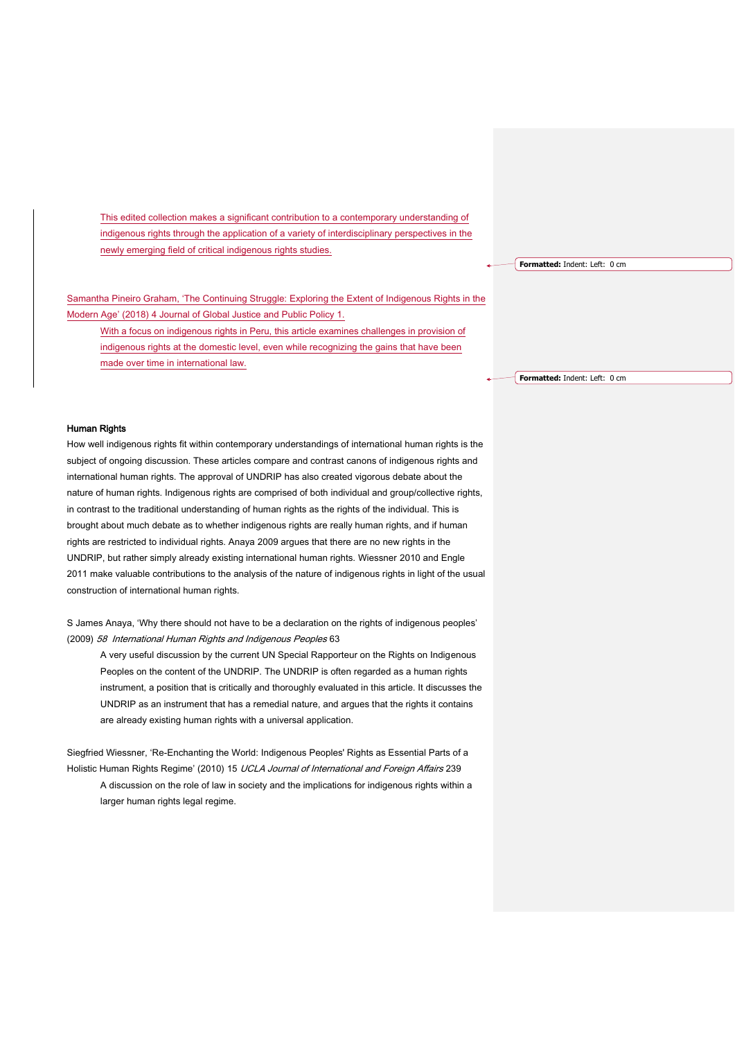This edited collection makes a significant contribution to a contemporary understanding of indigenous rights through the application of a variety of interdisciplinary perspectives in the newly emerging field of critical indigenous rights studies.

Samantha Pineiro Graham, 'The Continuing Struggle: Exploring the Extent of Indigenous Rights in the Modern Age' (2018) 4 Journal of Global Justice and Public Policy 1.

With a focus on indigenous rights in Peru, this article examines challenges in provision of indigenous rights at the domestic level, even while recognizing the gains that have been made over time in international law.

**Human Rights**

How well indigenous rights fit within contemporary understandings of international human rights is the subject of ongoing discussion. These articles compare and contrast canons of indigenous rights and international human rights. The approval of UNDRIP has also created vigorous debate about the nature of human rights. Indigenous rights are comprised of both individual and group/collective rights, in contrast to the traditional understanding of human rights as the rights of the individual. This is brought about much debate as to whether indigenous rights are really human rights, and if human rights are restricted to individual rights. Anaya 2009 argues that there are no new rights in the UNDRIP, but rather simply already existing international human rights. Wiessner 2010 and Engle 2011 make valuable contributions to the analysis of the nature of indigenous rights in light of the usual construction of international human rights.

S James Anaya, 'Why there should not have to be a declaration on the rights of indigenous peoples' (2009) *58 International Human Rights and Indigenous Peoples* 63

A very useful discussion by the current UN Special Rapporteur on the Rights on Indigenous Peoples on the content of the UNDRIP. The UNDRIP is often regarded as a human rights instrument, a position that is critically and thoroughly evaluated in this article. It discusses the UNDRIP as an instrument that has a remedial nature, and argues that the rights it contains are already existing human rights with a universal application.

Siegfried Wiessner, 'Re-Enchanting the World: Indigenous Peoples' Rights as Essential Parts of a Holistic Human Rights Regime' (2010) 15 *UCLA Journal of International and Foreign Affairs* 239

A discussion on the role of law in society and the implications for indigenous rights within a larger human rights legal regime.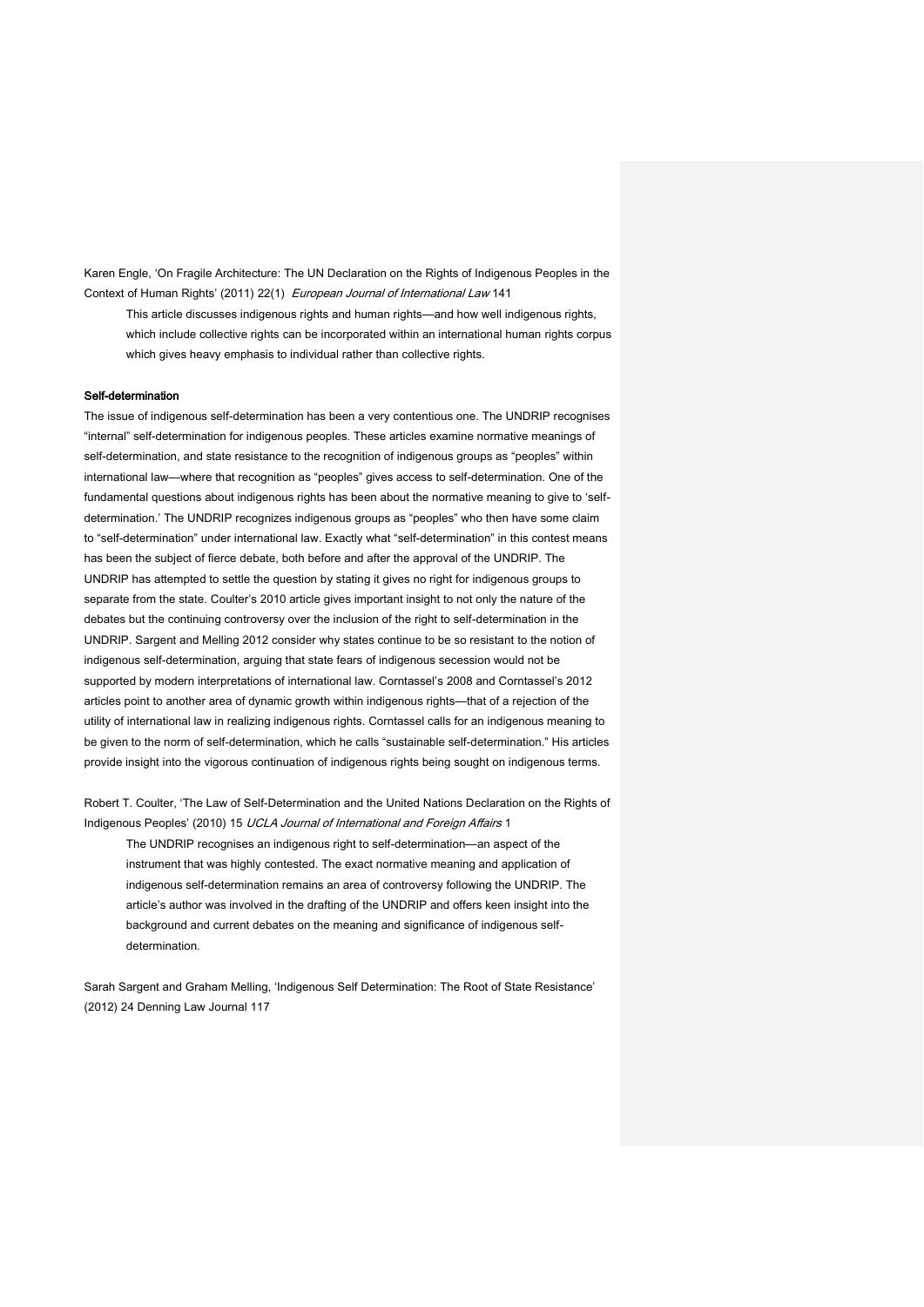Karen Engle, 'On Fragile Architecture: The UN Declaration on the Rights of Indigenous Peoples in the Context of Human Rights' (2011) 22(1) *European Journal of International Law* 141

> This article discusses indigenous rights and human rights—and how well indigenous rights, which include collective rights can be incorporated within an international human rights corpus which gives heavy emphasis to individual rather than collective rights.

**Self-determination**

The issue of indigenous self-determination has been a very contentious one. The UNDRIP recognises "internal" self-determination for indigenous peoples. These articles examine normative meanings of self-determination, and state resistance to the recognition of indigenous groups as "peoples" within international law—where that recognition as "peoples" gives access to self-determination. One of the fundamental questions about indigenous rights has been about the normative meaning to give to 'self-determination.' The UNDRIP recognizes indigenous groups as "peoples" who then have some claim to "self-determination" under international law. Exactly what "self-determination" in this contest means has been the subject of fierce debate, both before and after the approval of the UNDRIP. The UNDRIP has attempted to settle the question by stating it gives no right for indigenous groups to separate from the state. Coulter's 2010 article gives important insight to not only the nature of the debates but the continuing controversy over the inclusion of the right to self-determination in the UNDRIP. Sargent and Melling 2012 consider why states continue to be so resistant to the notion of indigenous self-determination, arguing that state fears of indigenous secession would not be supported by modern interpretations of international law. Corntassel's 2008 and Corntassel's 2012 articles point to another area of dynamic growth within indigenous rights—that of a rejection of the utility of international law in realizing indigenous rights. Corntassel calls for an indigenous meaning to be given to the norm of self-determination, which he calls "sustainable self-determination." His articles provide insight into the vigorous continuation of indigenous rights being sought on indigenous terms.

Robert T. Coulter, 'The Law of Self-Determination and the United Nations Declaration on the Rights of Indigenous Peoples' (2010) 15 *UCLA Journal of International and Foreign Affairs* 1

> The UNDRIP recognises an indigenous right to self-determination—an aspect of the instrument that was highly contested. The exact normative meaning and application of indigenous self-determination remains an area of controversy following the UNDRIP. The article's author was involved in the drafting of the UNDRIP and offers keen insight into the background and current debates on the meaning and significance of indigenous self-determination.

Sarah Sargent and Graham Melling, 'Indigenous Self Determination: The Root of State Resistance' (2012) 24 Denning Law Journal 117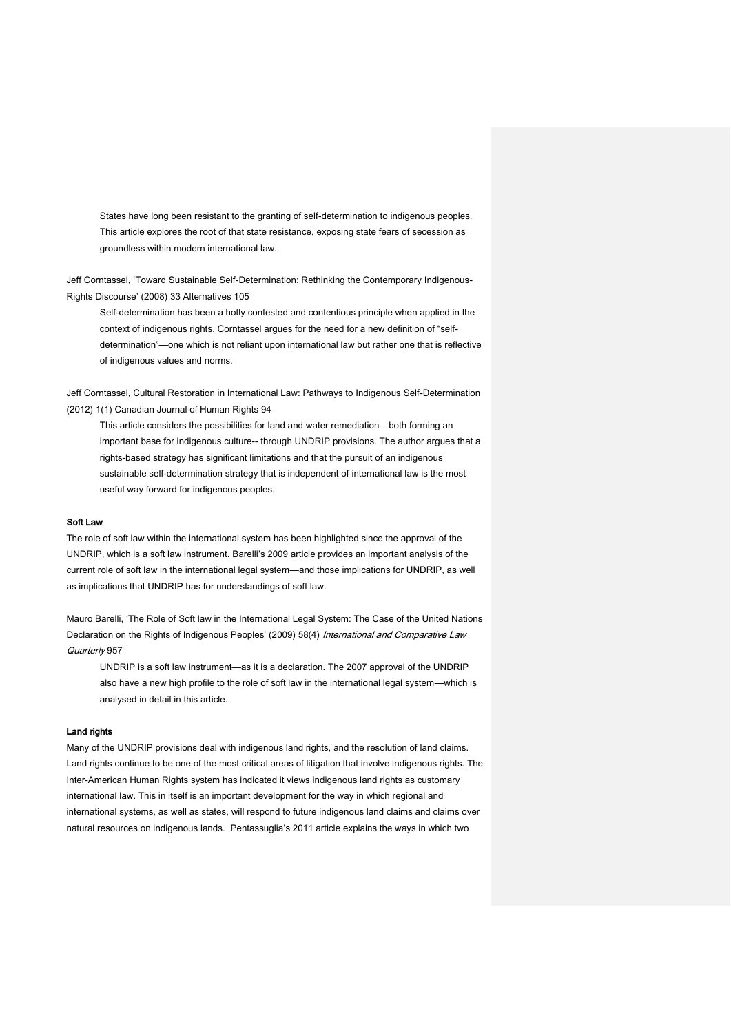States have long been resistant to the granting of self-determination to indigenous peoples. This article explores the root of that state resistance, exposing state fears of secession as groundless within modern international law.

Jeff Corntassel, 'Toward Sustainable Self-Determination: Rethinking the Contemporary Indigenous-Rights Discourse' (2008) 33 Alternatives 105

Self-determination has been a hotly contested and contentious principle when applied in the context of indigenous rights. Corntassel argues for the need for a new definition of "self-determination"—one which is not reliant upon international law but rather one that is reflective of indigenous values and norms.

Jeff Corntassel, Cultural Restoration in International Law: Pathways to Indigenous Self-Determination (2012) 1(1) Canadian Journal of Human Rights 94

This article considers the possibilities for land and water remediation—both forming an important base for indigenous culture-- through UNDRIP provisions. The author argues that a rights-based strategy has significant limitations and that the pursuit of an indigenous sustainable self-determination strategy that is independent of international law is the most useful way forward for indigenous peoples.

**Soft Law**

The role of soft law within the international system has been highlighted since the approval of the UNDRIP, which is a soft law instrument. Barelli's 2009 article provides an important analysis of the current role of soft law in the international legal system—and those implications for UNDRIP, as well as implications that UNDRIP has for understandings of soft law.

Mauro Barelli, 'The Role of Soft law in the International Legal System: The Case of the United Nations Declaration on the Rights of Indigenous Peoples' (2009) 58(4) *International and Comparative Law Quarterly* 957

UNDRIP is a soft law instrument—as it is a declaration. The 2007 approval of the UNDRIP also have a new high profile to the role of soft law in the international legal system—which is analysed in detail in this article.

**Land rights**

Many of the UNDRIP provisions deal with indigenous land rights, and the resolution of land claims. Land rights continue to be one of the most critical areas of litigation that involve indigenous rights. The Inter-American Human Rights system has indicated it views indigenous land rights as customary international law. This in itself is an important development for the way in which regional and international systems, as well as states, will respond to future indigenous land claims and claims over natural resources on indigenous lands. Pentassuglia's 2011 article explains the ways in which two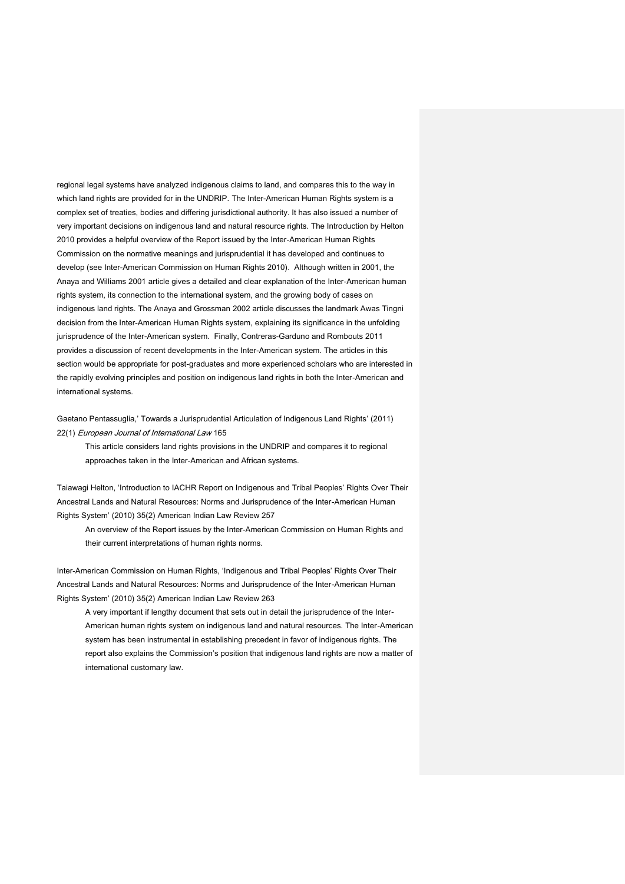regional legal systems have analyzed indigenous claims to land, and compares this to the way in which land rights are provided for in the UNDRIP. The Inter-American Human Rights system is a complex set of treaties, bodies and differing jurisdictional authority. It has also issued a number of very important decisions on indigenous land and natural resource rights. The Introduction by Helton 2010 provides a helpful overview of the Report issued by the Inter-American Human Rights Commission on the normative meanings and jurisprudential it has developed and continues to develop (see Inter-American Commission on Human Rights 2010). Although written in 2001, the Anaya and Williams 2001 article gives a detailed and clear explanation of the Inter-American human rights system, its connection to the international system, and the growing body of cases on indigenous land rights. The Anaya and Grossman 2002 article discusses the landmark Awas Tingni decision from the Inter-American Human Rights system, explaining its significance in the unfolding jurisprudence of the Inter-American system. Finally, Contreras-Garduno and Rombouts 2011 provides a discussion of recent developments in the Inter-American system. The articles in this section would be appropriate for post-graduates and more experienced scholars who are interested in the rapidly evolving principles and position on indigenous land rights in both the Inter-American and international systems.

Gaetano Pentassuglia,' Towards a Jurisprudential Articulation of Indigenous Land Rights' (2011) 22(1) *European Journal of International Law* 165

> This article considers land rights provisions in the UNDRIP and compares it to regional approaches taken in the Inter-American and African systems.

Taiawagi Helton, 'Introduction to IACHR Report on Indigenous and Tribal Peoples' Rights Over Their Ancestral Lands and Natural Resources: Norms and Jurisprudence of the Inter-American Human Rights System' (2010) 35(2) American Indian Law Review 257

> An overview of the Report issues by the Inter-American Commission on Human Rights and their current interpretations of human rights norms.

Inter-American Commission on Human Rights, 'Indigenous and Tribal Peoples' Rights Over Their Ancestral Lands and Natural Resources: Norms and Jurisprudence of the Inter-American Human Rights System' (2010) 35(2) American Indian Law Review 263

> A very important if lengthy document that sets out in detail the jurisprudence of the Inter-American human rights system on indigenous land and natural resources. The Inter-American system has been instrumental in establishing precedent in favor of indigenous rights. The report also explains the Commission's position that indigenous land rights are now a matter of international customary law.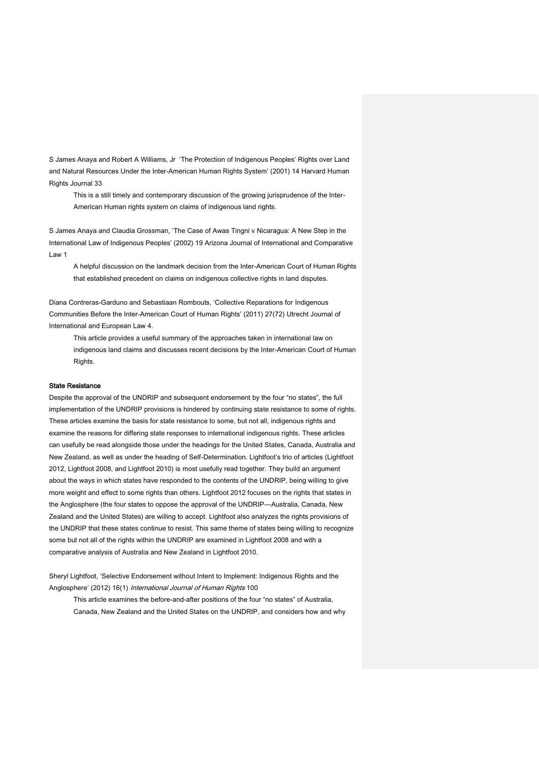S James Anaya and Robert A Williams, Jr ‘The Protection of Indigenous Peoples’ Rights over Land and Natural Resources Under the Inter-American Human Rights System’ (2001) 14 Harvard Human Rights Journal 33

> This is a still timely and contemporary discussion of the growing jurisprudence of the Inter-American Human rights system on claims of indigenous land rights.

S James Anaya and Claudia Grossman, ‘The Case of Awas Tingni v Nicaragua: A New Step in the International Law of Indigenous Peoples’ (2002) 19 Arizona Journal of International and Comparative Law 1

> A helpful discussion on the landmark decision from the Inter-American Court of Human Rights that established precedent on claims on indigenous collective rights in land disputes.

Diana Contreras-Garduno and Sebastiaan Rombouts, ‘Collective Reparations for Indigenous Communities Before the Inter-American Court of Human Rights’ (2011) 27(72) Utrecht Journal of International and European Law 4.

> This article provides a useful summary of the approaches taken in international law on indigenous land claims and discusses recent decisions by the Inter-American Court of Human Rights.

**State Resistance**

Despite the approval of the UNDRIP and subsequent endorsement by the four “no states”, the full implementation of the UNDRIP provisions is hindered by continuing state resistance to some of rights. These articles examine the basis for state resistance to some, but not all, indigenous rights and examine the reasons for differing state responses to international indigenous rights. These articles can usefully be read alongside those under the headings for the United States, Canada, Australia and New Zealand, as well as under the heading of Self-Determination. Lightfoot’s trio of articles (Lightfoot 2012, Lightfoot 2008, and Lightfoot 2010) is most usefully read together. They build an argument about the ways in which states have responded to the contents of the UNDRIP, being willing to give more weight and effect to some rights than others. Lightfoot 2012 focuses on the rights that states in the Anglosphere (the four states to oppose the approval of the UNDRIP—Australia, Canada, New Zealand and the United States) are willing to accept. Lightfoot also analyzes the rights provisions of the UNDRIP that these states continue to resist. This same theme of states being willing to recognize some but not all of the rights within the UNDRIP are examined in Lightfoot 2008 and with a comparative analysis of Australia and New Zealand in Lightfoot 2010.

Sheryl Lightfoot, ‘Selective Endorsement without Intent to Implement: Indigenous Rights and the Anglosphere’ (2012) 16(1) *International Journal of Human Rights* 100

> This article examines the before-and-after positions of the four “no states” of Australia, Canada, New Zealand and the United States on the UNDRIP, and considers how and why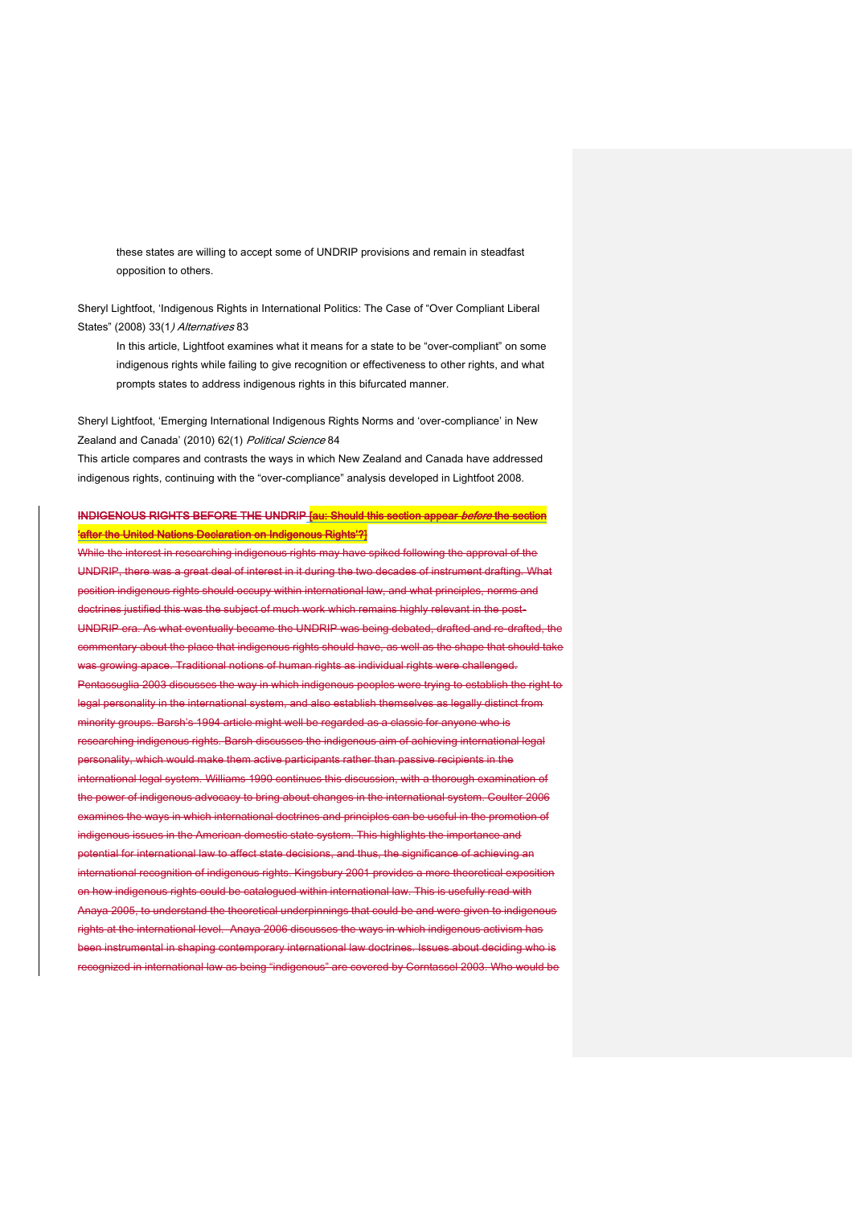these states are willing to accept some of UNDRIP provisions and remain in steadfast opposition to others.

Sheryl Lightfoot, 'Indigenous Rights in International Politics: The Case of "Over Compliant Liberal States" (2008) 33(1) *Alternatives* 83

In this article, Lightfoot examines what it means for a state to be "over-compliant" on some indigenous rights while failing to give recognition or effectiveness to other rights, and what prompts states to address indigenous rights in this bifurcated manner.

Sheryl Lightfoot, 'Emerging International Indigenous Rights Norms and 'over-compliance' in New Zealand and Canada' (2010) 62(1) *Political Science* 84

This article compares and contrasts the ways in which New Zealand and Canada have addressed indigenous rights, continuing with the "over-compliance" analysis developed in Lightfoot 2008.

~~**INDIGENOUS RIGHTS BEFORE THE UNDRIP [au: Should this section appear *before* the section 'after the United Nations Declaration on Indigenous Rights'?]**~~

~~While the interest in researching indigenous rights may have spiked following the approval of the UNDRIP, there was a great deal of interest in it during the two decades of instrument drafting. What position indigenous rights should occupy within international law, and what principles, norms and doctrines justified this was the subject of much work which remains highly relevant in the post-UNDRIP era. As what eventually became the UNDRIP was being debated, drafted and re-drafted, the commentary about the place that indigenous rights should have, as well as the shape that should take was growing apace. Traditional notions of human rights as individual rights were challenged. Pentassuglia 2003 discusses the way in which indigenous peoples were trying to establish the right to legal personality in the international system, and also establish themselves as legally distinct from minority groups. Barsh's 1994 article might well be regarded as a classic for anyone who is researching indigenous rights. Barsh discusses the indigenous aim of achieving international legal personality, which would make them active participants rather than passive recipients in the international legal system. Williams 1990 continues this discussion, with a thorough examination of the power of indigenous advocacy to bring about changes in the international system. Coulter 2006 examines the ways in which international doctrines and principles can be useful in the promotion of indigenous issues in the American domestic state system. This highlights the importance and potential for international law to affect state decisions, and thus, the significance of achieving an international recognition of indigenous rights. Kingsbury 2001 provides a more theoretical exposition on how indigenous rights could be catalogued within international law. This is usefully read with Anaya 2005, to understand the theoretical underpinnings that could be and were given to indigenous rights at the international level. Anaya 2006 discusses the ways in which indigenous activism has been instrumental in shaping contemporary international law doctrines. Issues about deciding who is recognized in international law as being "indigenous" are covered by Corntassel 2003. Who would be~~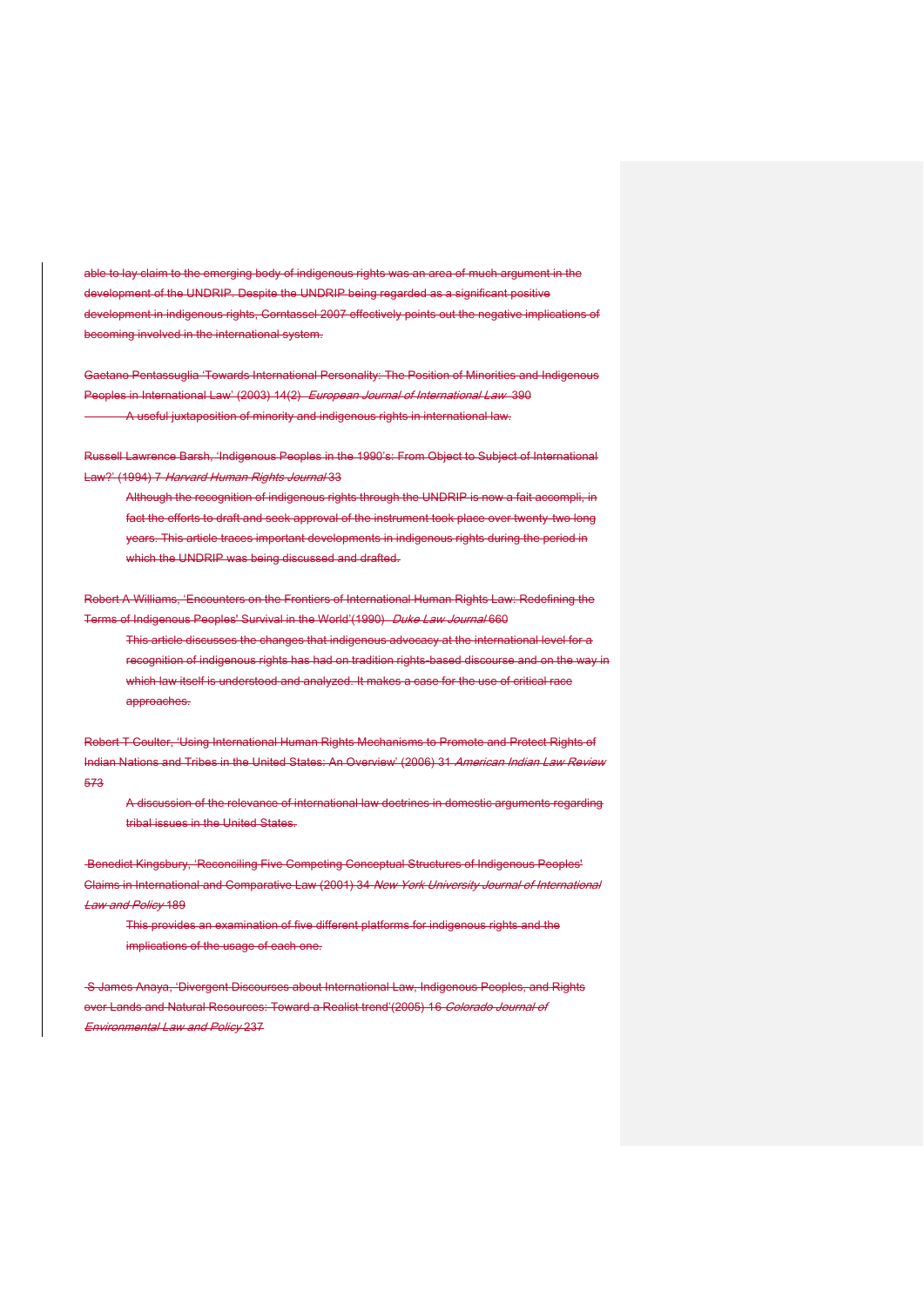able to lay claim to the emerging body of indigenous rights was an area of much argument in the development of the UNDRIP. Despite the UNDRIP being regarded as a significant positive development in indigenous rights, Corntassel 2007 effectively points out the negative implications of becoming involved in the international system.

Gaetano Pentassuglia 'Towards International Personality: The Position of Minorities and Indigenous Peoples in International Law' (2003) 14(2) *European Journal of International Law* 390

A useful juxtaposition of minority and indigenous rights in international law.

Russell Lawrence Barsh, 'Indigenous Peoples in the 1990's: From Object to Subject of International Law?' (1994) 7 *Harvard Human Rights Journal* 33

Although the recognition of indigenous rights through the UNDRIP is now a fait accompli, in fact the efforts to draft and seek approval of the instrument took place over twenty-two long years. This article traces important developments in indigenous rights during the period in which the UNDRIP was being discussed and drafted.

Robert A Williams, 'Encounters on the Frontiers of International Human Rights Law: Redefining the Terms of Indigenous Peoples' Survival in the World'(1990) *Duke Law Journal* 660

This article discusses the changes that indigenous advocacy at the international level for a recognition of indigenous rights has had on tradition rights-based discourse and on the way in which law itself is understood and analyzed. It makes a case for the use of critical race approaches.

Robert T Coulter, 'Using International Human Rights Mechanisms to Promote and Protect Rights of Indian Nations and Tribes in the United States: An Overview' (2006) 31 *American Indian Law Review* 573

A discussion of the relevance of international law doctrines in domestic arguments regarding tribal issues in the United States.

Benedict Kingsbury, 'Reconciling Five Competing Conceptual Structures of Indigenous Peoples' Claims in International and Comparative Law (2001) 34 *New York University Journal of International Law and Policy* 189

This provides an examination of five different platforms for indigenous rights and the implications of the usage of each one.

S James Anaya, 'Divergent Discourses about International Law, Indigenous Peoples, and Rights over Lands and Natural Resources: Toward a Realist trend'(2005) 16 *Colorado Journal of Environmental Law and Policy* 237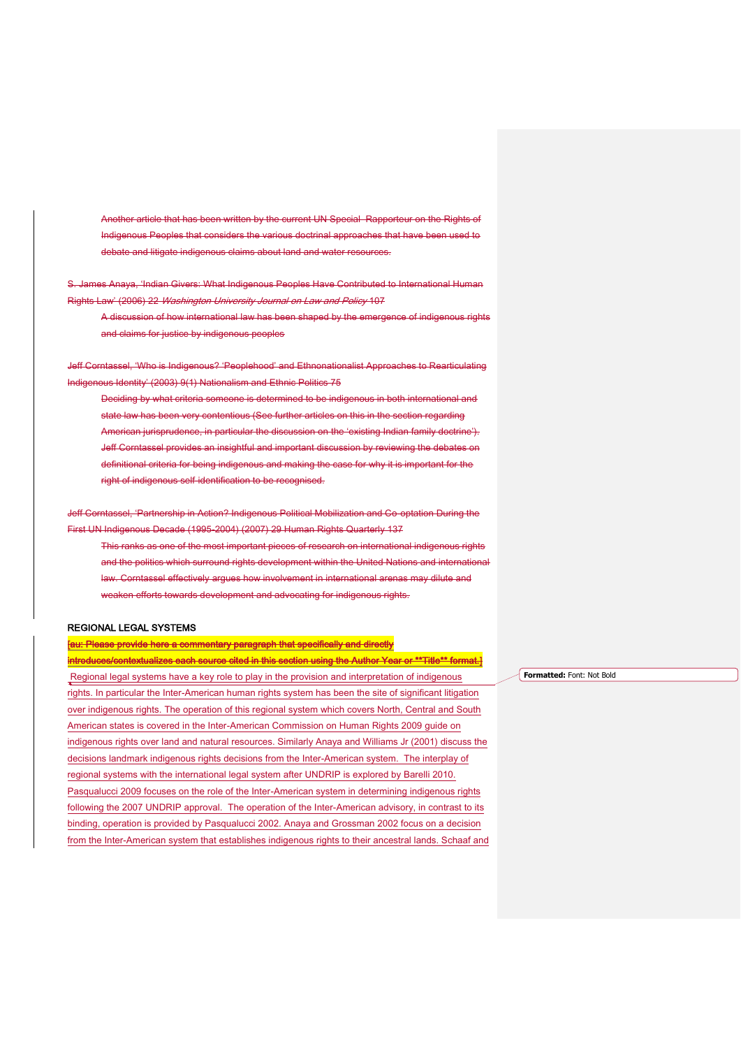Another article that has been written by the current UN Special Rapporteur on the Rights of Indigenous Peoples that considers the various doctrinal approaches that have been used to debate and litigate indigenous claims about land and water resources.

S. James Anaya, 'Indian Givers: What Indigenous Peoples Have Contributed to International Human Rights Law' (2006) 22 *Washington University Journal on Law and Policy* 107

A discussion of how international law has been shaped by the emergence of indigenous rights and claims for justice by indigenous peoples

Jeff Corntassel, 'Who is Indigenous? 'Peoplehood' and Ethnonationalist Approaches to Rearticulating Indigenous Identity' (2003) 9(1) Nationalism and Ethnic Politics 75

Deciding by what criteria someone is determined to be indigenous in both international and state law has been very contentious (See further articles on this in the section regarding American jurisprudence, in particular the discussion on the 'existing Indian family doctrine'). Jeff Corntassel provides an insightful and important discussion by reviewing the debates on definitional criteria for being indigenous and making the case for why it is important for the right of indigenous self-identification to be recognised.

Jeff Corntassel, 'Partnership in Action? Indigenous Political Mobilization and Co-optation During the First UN Indigenous Decade (1995-2004) (2007) 29 Human Rights Quarterly 137

This ranks as one of the most important pieces of research on international indigenous rights and the politics which surround rights development within the United Nations and international law. Corntassel effectively argues how involvement in international arenas may dilute and weaken efforts towards development and advocating for indigenous rights.

## REGIONAL LEGAL SYSTEMS

**[au: Please provide here a commentary paragraph that specifically and directly introduces/contextualizes each source cited in this section using the Author Year or **Title** format.]**

Regional legal systems have a key role to play in the provision and interpretation of indigenous rights. In particular the Inter-American human rights system has been the site of significant litigation over indigenous rights. The operation of this regional system which covers North, Central and South American states is covered in the Inter-American Commission on Human Rights 2009 guide on indigenous rights over land and natural resources. Similarly Anaya and Williams Jr (2001) discuss the decisions landmark indigenous rights decisions from the Inter-American system. The interplay of regional systems with the international legal system after UNDRIP is explored by Barelli 2010. Pasqualucci 2009 focuses on the role of the Inter-American system in determining indigenous rights following the 2007 UNDRIP approval. The operation of the Inter-American advisory, in contrast to its binding, operation is provided by Pasqualucci 2002. Anaya and Grossman 2002 focus on a decision from the Inter-American system that establishes indigenous rights to their ancestral lands. Schaaf and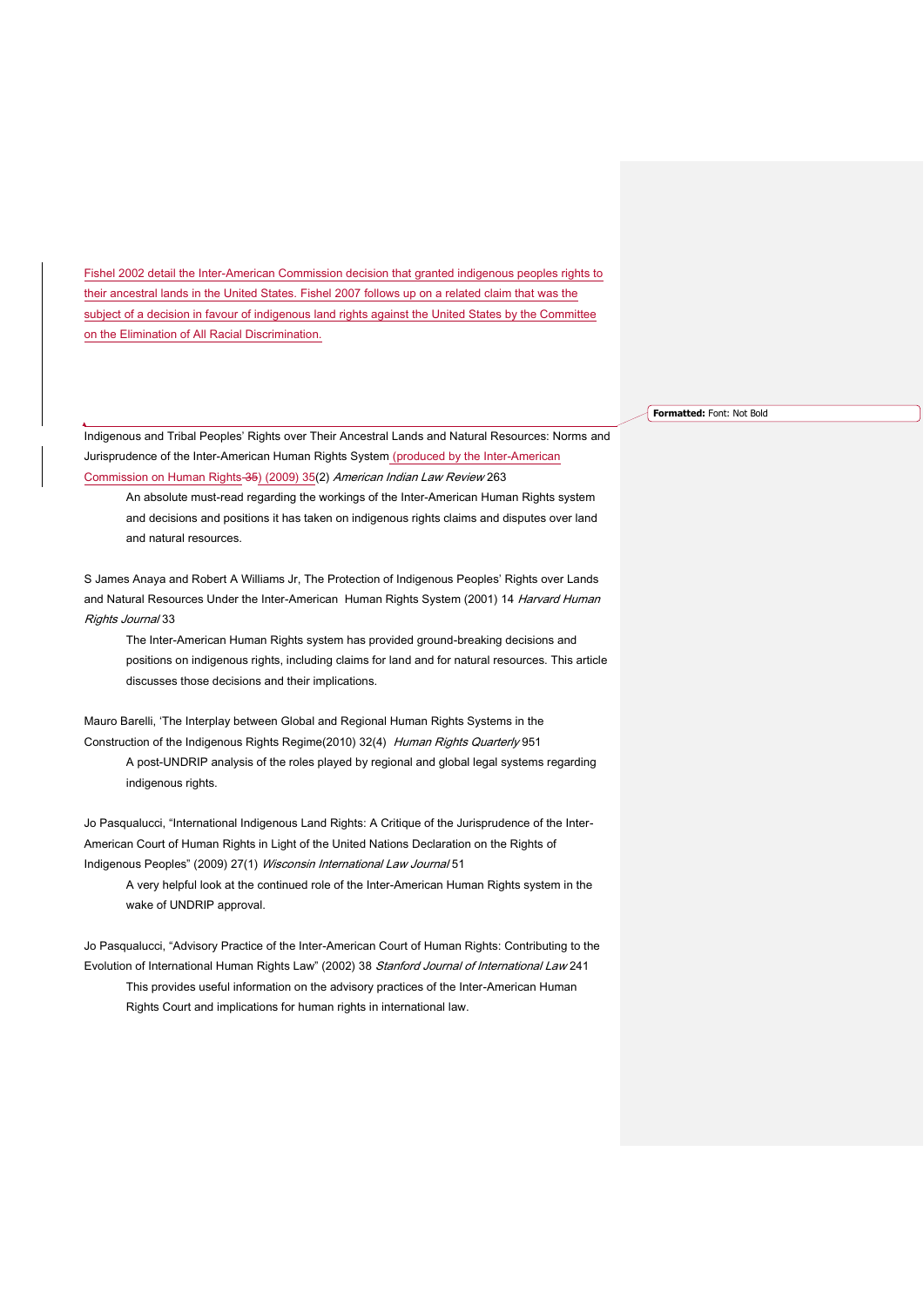Fishel 2002 detail the Inter-American Commission decision that granted indigenous peoples rights to their ancestral lands in the United States. Fishel 2007 follows up on a related claim that was the subject of a decision in favour of indigenous land rights against the United States by the Committee on the Elimination of All Racial Discrimination.

Indigenous and Tribal Peoples' Rights over Their Ancestral Lands and Natural Resources: Norms and Jurisprudence of the Inter-American Human Rights System (produced by the Inter-American Commission on Human Rights) (2009) 35(2) *American Indian Law Review* 263

An absolute must-read regarding the workings of the Inter-American Human Rights system and decisions and positions it has taken on indigenous rights claims and disputes over land and natural resources.

S James Anaya and Robert A Williams Jr, The Protection of Indigenous Peoples' Rights over Lands and Natural Resources Under the Inter-American Human Rights System (2001) 14 *Harvard Human Rights Journal* 33

The Inter-American Human Rights system has provided ground-breaking decisions and positions on indigenous rights, including claims for land and for natural resources. This article discusses those decisions and their implications.

Mauro Barelli, 'The Interplay between Global and Regional Human Rights Systems in the Construction of the Indigenous Rights Regime(2010) 32(4) *Human Rights Quarterly* 951

A post-UNDRIP analysis of the roles played by regional and global legal systems regarding indigenous rights.

Jo Pasqualucci, "International Indigenous Land Rights: A Critique of the Jurisprudence of the Inter-American Court of Human Rights in Light of the United Nations Declaration on the Rights of Indigenous Peoples" (2009) 27(1) *Wisconsin International Law Journal* 51

A very helpful look at the continued role of the Inter-American Human Rights system in the wake of UNDRIP approval.

Jo Pasqualucci, "Advisory Practice of the Inter-American Court of Human Rights: Contributing to the Evolution of International Human Rights Law" (2002) 38 *Stanford Journal of International Law* 241

This provides useful information on the advisory practices of the Inter-American Human Rights Court and implications for human rights in international law.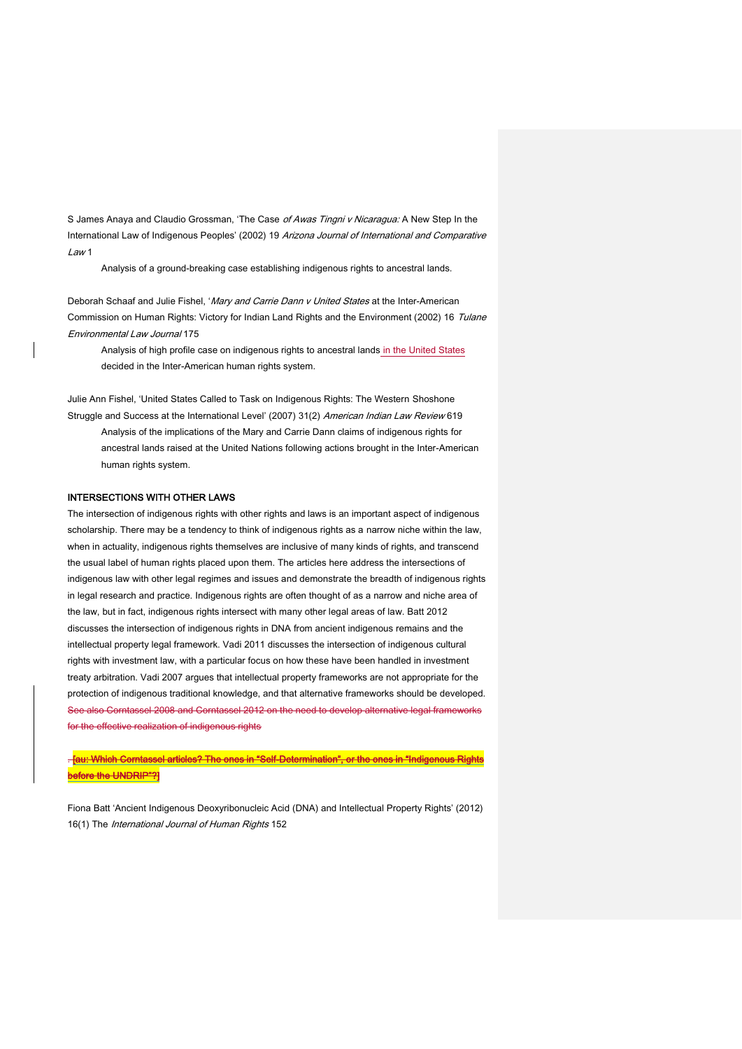S James Anaya and Claudio Grossman, 'The Case *of Awas Tingni v Nicaragua:* A New Step In the International Law of Indigenous Peoples' (2002) 19 *Arizona Journal of International and Comparative Law* 1

Analysis of a ground-breaking case establishing indigenous rights to ancestral lands.

Deborah Schaaf and Julie Fishel, '*Mary and Carrie Dann v United States* at the Inter-American Commission on Human Rights: Victory for Indian Land Rights and the Environment (2002) 16 *Tulane Environmental Law Journal* 175

Analysis of high profile case on indigenous rights to ancestral lands in the United States decided in the Inter-American human rights system.

Julie Ann Fishel, 'United States Called to Task on Indigenous Rights: The Western Shoshone Struggle and Success at the International Level' (2007) 31(2) *American Indian Law Review* 619

Analysis of the implications of the Mary and Carrie Dann claims of indigenous rights for ancestral lands raised at the United Nations following actions brought in the Inter-American human rights system.

**INTERSECTIONS WITH OTHER LAWS**

The intersection of indigenous rights with other rights and laws is an important aspect of indigenous scholarship. There may be a tendency to think of indigenous rights as a narrow niche within the law, when in actuality, indigenous rights themselves are inclusive of many kinds of rights, and transcend the usual label of human rights placed upon them. The articles here address the intersections of indigenous law with other legal regimes and issues and demonstrate the breadth of indigenous rights in legal research and practice. Indigenous rights are often thought of as a narrow and niche area of the law, but in fact, indigenous rights intersect with many other legal areas of law. Batt 2012 discusses the intersection of indigenous rights in DNA from ancient indigenous remains and the intellectual property legal framework. Vadi 2011 discusses the intersection of indigenous cultural rights with investment law, with a particular focus on how these have been handled in investment treaty arbitration. Vadi 2007 argues that intellectual property frameworks are not appropriate for the protection of indigenous traditional knowledge, and that alternative frameworks should be developed. ~~See also Corntassel 2008 and Corntassel 2012 on the need to develop alternative legal frameworks for the effective realization of indigenous rights~~

~~[au: Which Corntassel articles? The ones in "Self-Determination", or the ones in "Indigenous Rights before the UNDRIP"?]~~

Fiona Batt 'Ancient Indigenous Deoxyribonucleic Acid (DNA) and Intellectual Property Rights' (2012) 16(1) The *International Journal of Human Rights* 152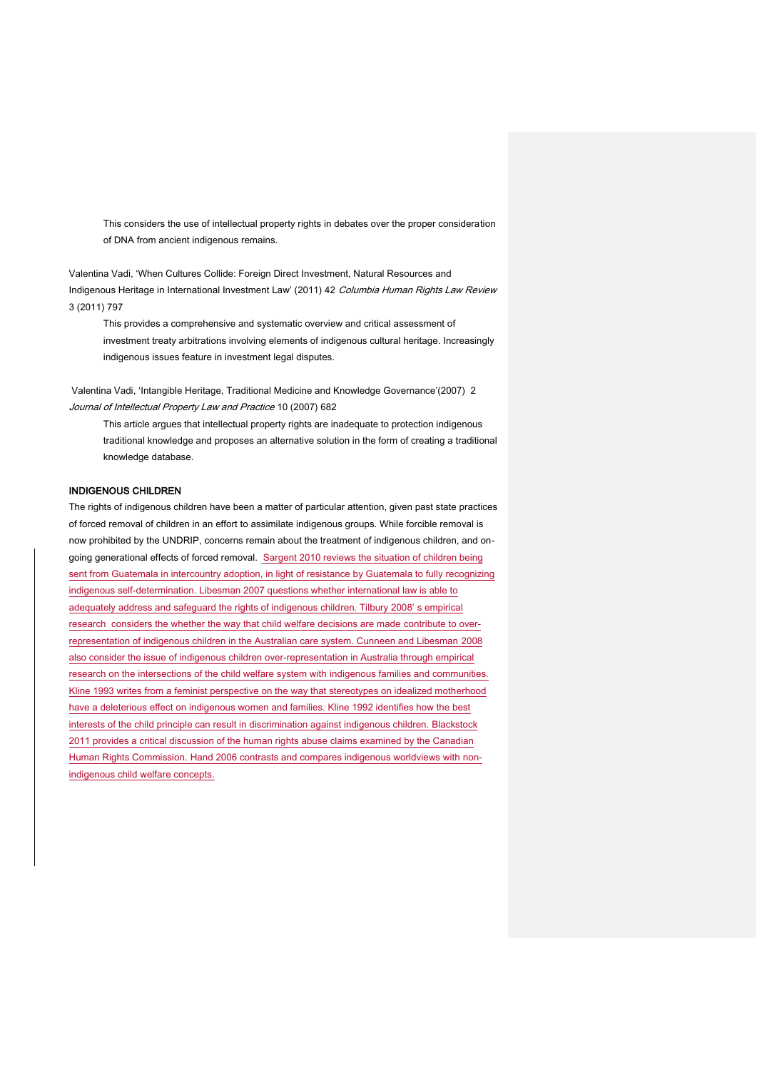This considers the use of intellectual property rights in debates over the proper consideration of DNA from ancient indigenous remains.

Valentina Vadi, 'When Cultures Collide: Foreign Direct Investment, Natural Resources and Indigenous Heritage in International Investment Law' (2011) 42 *Columbia Human Rights Law Review* 3 (2011) 797

This provides a comprehensive and systematic overview and critical assessment of investment treaty arbitrations involving elements of indigenous cultural heritage. Increasingly indigenous issues feature in investment legal disputes.

Valentina Vadi, 'Intangible Heritage, Traditional Medicine and Knowledge Governance'(2007) 2 *Journal of Intellectual Property Law and Practice* 10 (2007) 682

This article argues that intellectual property rights are inadequate to protection indigenous traditional knowledge and proposes an alternative solution in the form of creating a traditional knowledge database.

**INDIGENOUS CHILDREN**

The rights of indigenous children have been a matter of particular attention, given past state practices of forced removal of children in an effort to assimilate indigenous groups. While forcible removal is now prohibited by the UNDRIP, concerns remain about the treatment of indigenous children, and on-going generational effects of forced removal. Sargent 2010 reviews the situation of children being sent from Guatemala in intercountry adoption, in light of resistance by Guatemala to fully recognizing indigenous self-determination. Libesman 2007 questions whether international law is able to adequately address and safeguard the rights of indigenous children. Tilbury 2008' s empirical research considers the whether the way that child welfare decisions are made contribute to over-representation of indigenous children in the Australian care system. Cunneen and Libesman 2008 also consider the issue of indigenous children over-representation in Australia through empirical research on the intersections of the child welfare system with indigenous families and communities. Kline 1993 writes from a feminist perspective on the way that stereotypes on idealized motherhood have a deleterious effect on indigenous women and families. Kline 1992 identifies how the best interests of the child principle can result in discrimination against indigenous children. Blackstock 2011 provides a critical discussion of the human rights abuse claims examined by the Canadian Human Rights Commission. Hand 2006 contrasts and compares indigenous worldviews with non-indigenous child welfare concepts.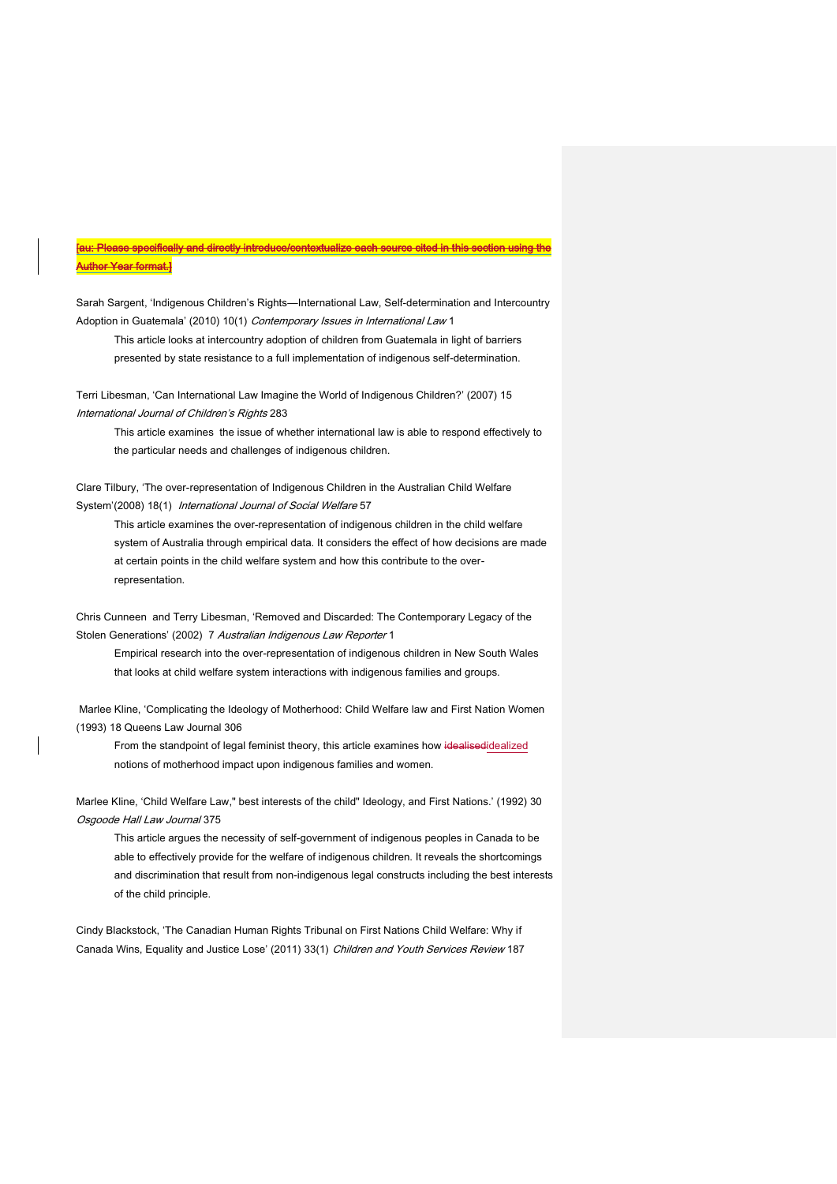~~[au: Please specifically and directly introduce/contextualize each source cited in this section using the Author Year format.]~~

Sarah Sargent, 'Indigenous Children's Rights—International Law, Self-determination and Intercountry Adoption in Guatemala' (2010) 10(1) *Contemporary Issues in International Law* 1

> This article looks at intercountry adoption of children from Guatemala in light of barriers presented by state resistance to a full implementation of indigenous self-determination.

Terri Libesman, 'Can International Law Imagine the World of Indigenous Children?' (2007) 15 *International Journal of Children's Rights* 283

> This article examines the issue of whether international law is able to respond effectively to the particular needs and challenges of indigenous children.

Clare Tilbury, 'The over-representation of Indigenous Children in the Australian Child Welfare System'(2008) 18(1) *International Journal of Social Welfare* 57

> This article examines the over-representation of indigenous children in the child welfare system of Australia through empirical data. It considers the effect of how decisions are made at certain points in the child welfare system and how this contribute to the over-representation.

Chris Cunneen and Terry Libesman, 'Removed and Discarded: The Contemporary Legacy of the Stolen Generations' (2002) 7 *Australian Indigenous Law Reporter* 1

> Empirical research into the over-representation of indigenous children in New South Wales that looks at child welfare system interactions with indigenous families and groups.

Marlee Kline, 'Complicating the Ideology of Motherhood: Child Welfare law and First Nation Women (1993) 18 Queens Law Journal 306

> From the standpoint of legal feminist theory, this article examines how ~~idealised~~idealized notions of motherhood impact upon indigenous families and women.

Marlee Kline, 'Child Welfare Law," best interests of the child" Ideology, and First Nations.' (1992) 30 *Osgoode Hall Law Journal* 375

> This article argues the necessity of self-government of indigenous peoples in Canada to be able to effectively provide for the welfare of indigenous children. It reveals the shortcomings and discrimination that result from non-indigenous legal constructs including the best interests of the child principle.

Cindy Blackstock, 'The Canadian Human Rights Tribunal on First Nations Child Welfare: Why if Canada Wins, Equality and Justice Lose' (2011) 33(1) *Children and Youth Services Review* 187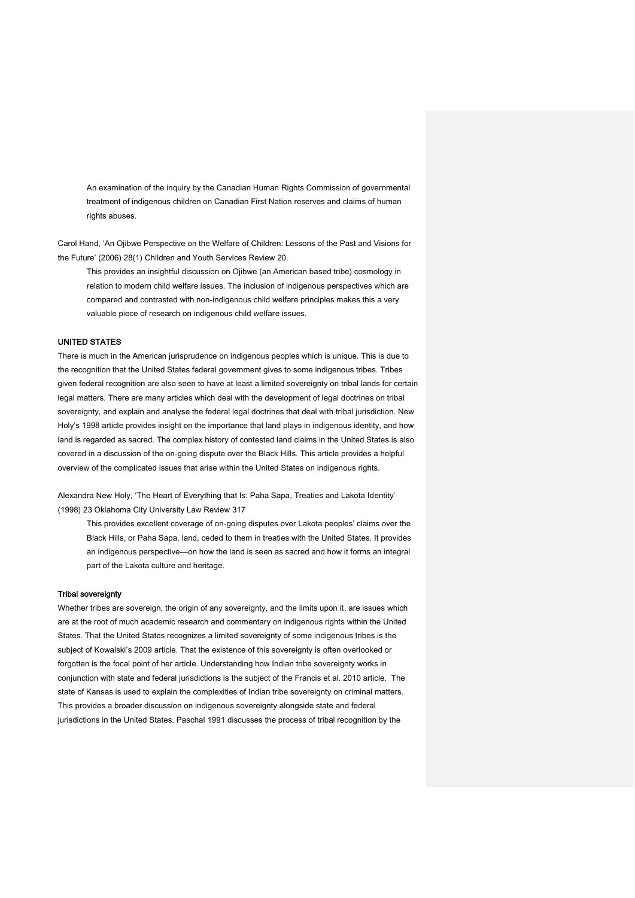An examination of the inquiry by the Canadian Human Rights Commission of governmental treatment of indigenous children on Canadian First Nation reserves and claims of human rights abuses.

Carol Hand, 'An Ojibwe Perspective on the Welfare of Children: Lessons of the Past and Visions for the Future' (2006) 28(1) Children and Youth Services Review 20.

> This provides an insightful discussion on Ojibwe (an American based tribe) cosmology in relation to modern child welfare issues. The inclusion of indigenous perspectives which are compared and contrasted with non-indigenous child welfare principles makes this a very valuable piece of research on indigenous child welfare issues.

## UNITED STATES

There is much in the American jurisprudence on indigenous peoples which is unique. This is due to the recognition that the United States federal government gives to some indigenous tribes. Tribes given federal recognition are also seen to have at least a limited sovereignty on tribal lands for certain legal matters. There are many articles which deal with the development of legal doctrines on tribal sovereignty, and explain and analyse the federal legal doctrines that deal with tribal jurisdiction. New Holy's 1998 article provides insight on the importance that land plays in indigenous identity, and how land is regarded as sacred. The complex history of contested land claims in the United States is also covered in a discussion of the on-going dispute over the Black Hills. This article provides a helpful overview of the complicated issues that arise within the United States on indigenous rights.

Alexandra New Holy, 'The Heart of Everything that Is: Paha Sapa, Treaties and Lakota Identity' (1998) 23 Oklahoma City University Law Review 317

> This provides excellent coverage of on-going disputes over Lakota peoples' claims over the Black Hills, or Paha Sapa, land, ceded to them in treaties with the United States. It provides an indigenous perspective—on how the land is seen as sacred and how it forms an integral part of the Lakota culture and heritage.

### Tribal sovereignty

Whether tribes are sovereign, the origin of any sovereignty, and the limits upon it, are issues which are at the root of much academic research and commentary on indigenous rights within the United States. That the United States recognizes a limited sovereignty of some indigenous tribes is the subject of Kowalski's 2009 article. That the existence of this sovereignty is often overlooked or forgotten is the focal point of her article. Understanding how Indian tribe sovereignty works in conjunction with state and federal jurisdictions is the subject of the Francis et al. 2010 article. The state of Kansas is used to explain the complexities of Indian tribe sovereignty on criminal matters. This provides a broader discussion on indigenous sovereignty alongside state and federal jurisdictions in the United States. Paschal 1991 discusses the process of tribal recognition by the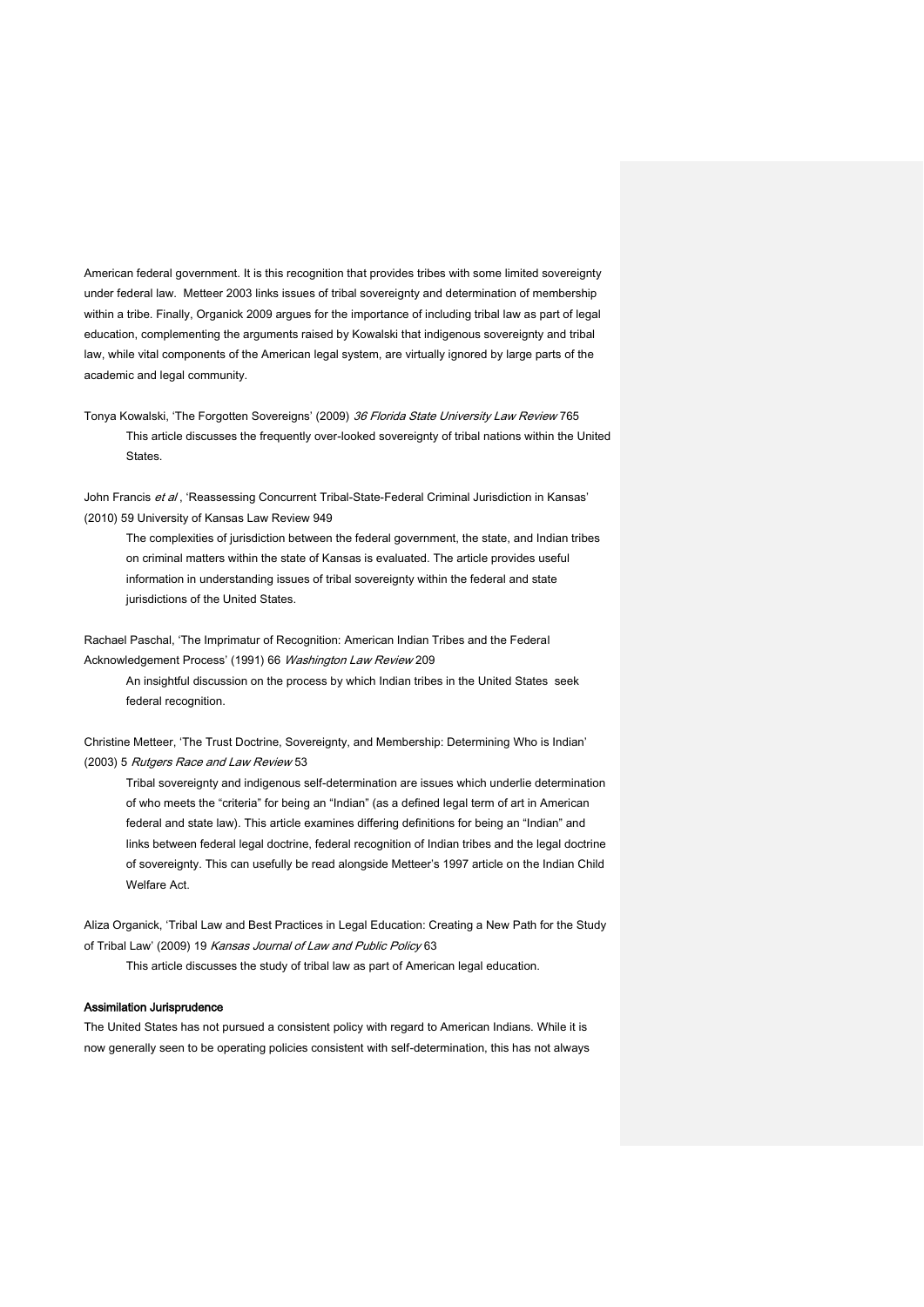American federal government. It is this recognition that provides tribes with some limited sovereignty under federal law. Metteer 2003 links issues of tribal sovereignty and determination of membership within a tribe. Finally, Organick 2009 argues for the importance of including tribal law as part of legal education, complementing the arguments raised by Kowalski that indigenous sovereignty and tribal law, while vital components of the American legal system, are virtually ignored by large parts of the academic and legal community.

Tonya Kowalski, 'The Forgotten Sovereigns' (2009) *36 Florida State University Law Review* 765

> This article discusses the frequently over-looked sovereignty of tribal nations within the United States.

John Francis *et al*, 'Reassessing Concurrent Tribal-State-Federal Criminal Jurisdiction in Kansas' (2010) 59 University of Kansas Law Review 949

> The complexities of jurisdiction between the federal government, the state, and Indian tribes on criminal matters within the state of Kansas is evaluated. The article provides useful information in understanding issues of tribal sovereignty within the federal and state jurisdictions of the United States.

Rachael Paschal, 'The Imprimatur of Recognition: American Indian Tribes and the Federal Acknowledgement Process' (1991) 66 *Washington Law Review* 209

> An insightful discussion on the process by which Indian tribes in the United States seek federal recognition.

Christine Metteer, 'The Trust Doctrine, Sovereignty, and Membership: Determining Who is Indian' (2003) 5 *Rutgers Race and Law Review* 53

> Tribal sovereignty and indigenous self-determination are issues which underlie determination of who meets the "criteria" for being an "Indian" (as a defined legal term of art in American federal and state law). This article examines differing definitions for being an "Indian" and links between federal legal doctrine, federal recognition of Indian tribes and the legal doctrine of sovereignty. This can usefully be read alongside Metteer's 1997 article on the Indian Child Welfare Act.

Aliza Organick, 'Tribal Law and Best Practices in Legal Education: Creating a New Path for the Study of Tribal Law' (2009) 19 *Kansas Journal of Law and Public Policy* 63

> This article discusses the study of tribal law as part of American legal education.

**Assimilation Jurisprudence**

The United States has not pursued a consistent policy with regard to American Indians. While it is now generally seen to be operating policies consistent with self-determination, this has not always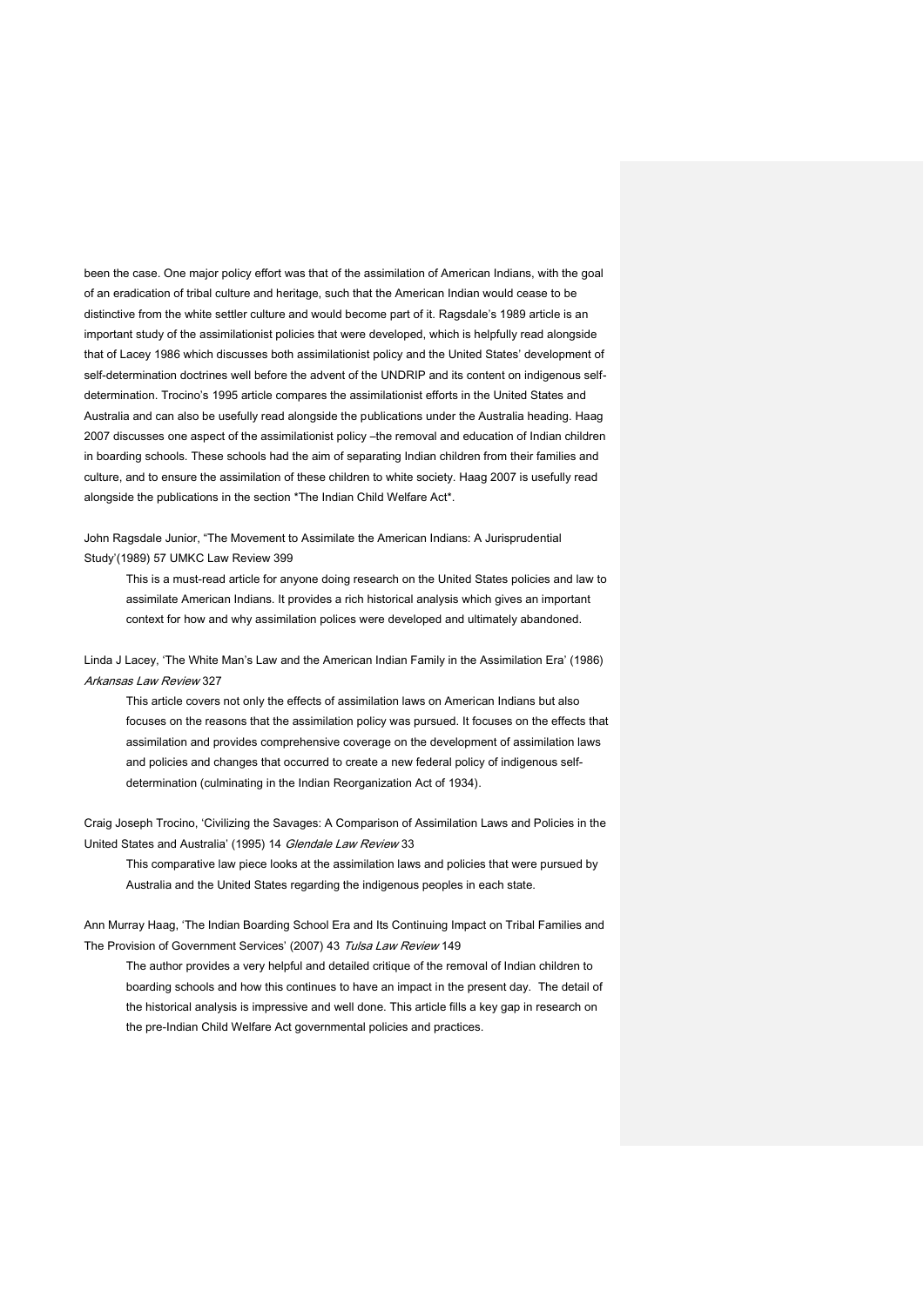been the case. One major policy effort was that of the assimilation of American Indians, with the goal of an eradication of tribal culture and heritage, such that the American Indian would cease to be distinctive from the white settler culture and would become part of it. Ragsdale's 1989 article is an important study of the assimilationist policies that were developed, which is helpfully read alongside that of Lacey 1986 which discusses both assimilationist policy and the United States' development of self-determination doctrines well before the advent of the UNDRIP and its content on indigenous self-determination. Trocino's 1995 article compares the assimilationist efforts in the United States and Australia and can also be usefully read alongside the publications under the Australia heading. Haag 2007 discusses one aspect of the assimilationist policy –the removal and education of Indian children in boarding schools. These schools had the aim of separating Indian children from their families and culture, and to ensure the assimilation of these children to white society. Haag 2007 is usefully read alongside the publications in the section *The Indian Child Welfare Act*.

John Ragsdale Junior, "The Movement to Assimilate the American Indians: A Jurisprudential Study'(1989) 57 UMKC Law Review 399

> This is a must-read article for anyone doing research on the United States policies and law to assimilate American Indians. It provides a rich historical analysis which gives an important context for how and why assimilation polices were developed and ultimately abandoned.

Linda J Lacey, 'The White Man's Law and the American Indian Family in the Assimilation Era' (1986) *Arkansas Law Review* 327

> This article covers not only the effects of assimilation laws on American Indians but also focuses on the reasons that the assimilation policy was pursued. It focuses on the effects that assimilation and provides comprehensive coverage on the development of assimilation laws and policies and changes that occurred to create a new federal policy of indigenous self-determination (culminating in the Indian Reorganization Act of 1934).

Craig Joseph Trocino, 'Civilizing the Savages: A Comparison of Assimilation Laws and Policies in the United States and Australia' (1995) 14 *Glendale Law Review* 33

> This comparative law piece looks at the assimilation laws and policies that were pursued by Australia and the United States regarding the indigenous peoples in each state.

Ann Murray Haag, 'The Indian Boarding School Era and Its Continuing Impact on Tribal Families and The Provision of Government Services' (2007) 43 *Tulsa Law Review* 149

> The author provides a very helpful and detailed critique of the removal of Indian children to boarding schools and how this continues to have an impact in the present day. The detail of the historical analysis is impressive and well done. This article fills a key gap in research on the pre-Indian Child Welfare Act governmental policies and practices.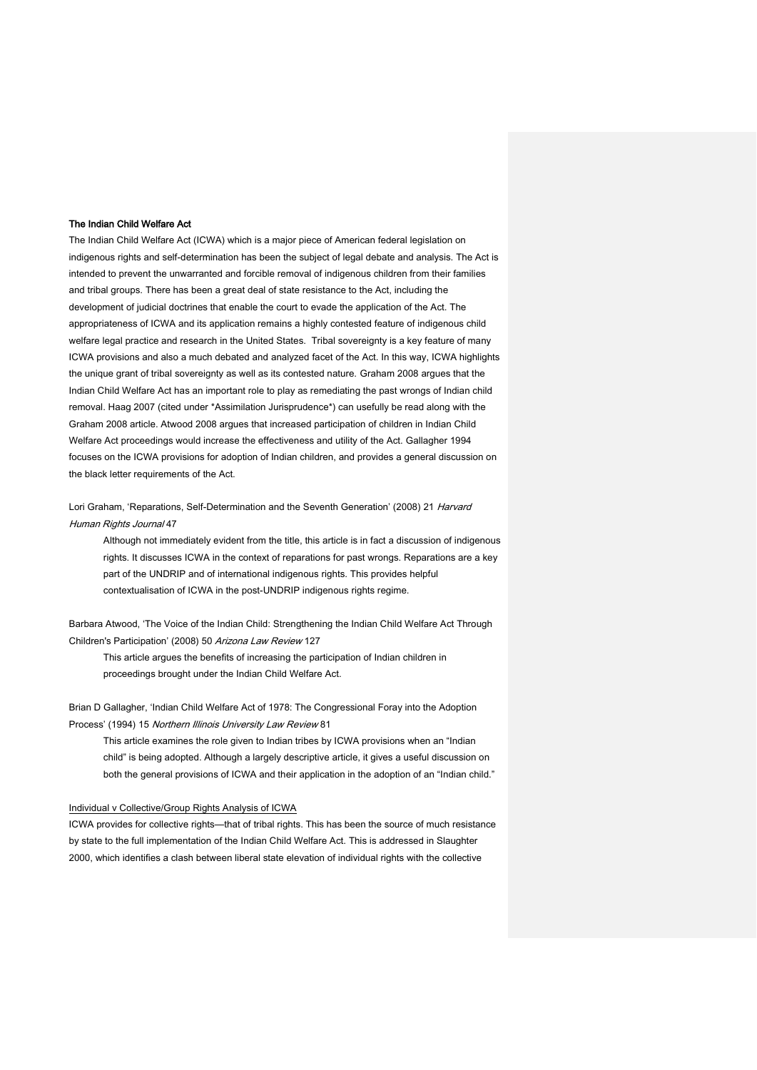**The Indian Child Welfare Act**

The Indian Child Welfare Act (ICWA) which is a major piece of American federal legislation on indigenous rights and self-determination has been the subject of legal debate and analysis. The Act is intended to prevent the unwarranted and forcible removal of indigenous children from their families and tribal groups. There has been a great deal of state resistance to the Act, including the development of judicial doctrines that enable the court to evade the application of the Act. The appropriateness of ICWA and its application remains a highly contested feature of indigenous child welfare legal practice and research in the United States. Tribal sovereignty is a key feature of many ICWA provisions and also a much debated and analyzed facet of the Act. In this way, ICWA highlights the unique grant of tribal sovereignty as well as its contested nature. Graham 2008 argues that the Indian Child Welfare Act has an important role to play as remediating the past wrongs of Indian child removal. Haag 2007 (cited under *Assimilation Jurisprudence*) can usefully be read along with the Graham 2008 article. Atwood 2008 argues that increased participation of children in Indian Child Welfare Act proceedings would increase the effectiveness and utility of the Act. Gallagher 1994 focuses on the ICWA provisions for adoption of Indian children, and provides a general discussion on the black letter requirements of the Act.

Lori Graham, 'Reparations, Self-Determination and the Seventh Generation' (2008) 21 *Harvard Human Rights Journal* 47

> Although not immediately evident from the title, this article is in fact a discussion of indigenous rights. It discusses ICWA in the context of reparations for past wrongs. Reparations are a key part of the UNDRIP and of international indigenous rights. This provides helpful contextualisation of ICWA in the post-UNDRIP indigenous rights regime.

Barbara Atwood, 'The Voice of the Indian Child: Strengthening the Indian Child Welfare Act Through Children's Participation' (2008) 50 *Arizona Law Review* 127

> This article argues the benefits of increasing the participation of Indian children in proceedings brought under the Indian Child Welfare Act.

Brian D Gallagher, 'Indian Child Welfare Act of 1978: The Congressional Foray into the Adoption Process' (1994) 15 *Northern Illinois University Law Review* 81

> This article examines the role given to Indian tribes by ICWA provisions when an "Indian child" is being adopted. Although a largely descriptive article, it gives a useful discussion on both the general provisions of ICWA and their application in the adoption of an "Indian child."

<u>Individual v Collective/Group Rights Analysis of ICWA</u>

ICWA provides for collective rights—that of tribal rights. This has been the source of much resistance by state to the full implementation of the Indian Child Welfare Act. This is addressed in Slaughter 2000, which identifies a clash between liberal state elevation of individual rights with the collective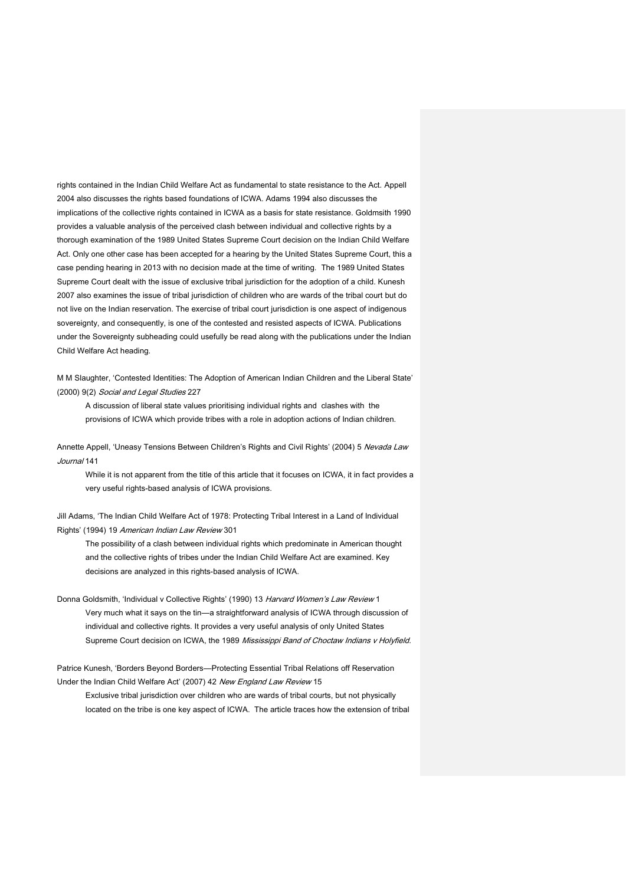rights contained in the Indian Child Welfare Act as fundamental to state resistance to the Act. Appell 2004 also discusses the rights based foundations of ICWA. Adams 1994 also discusses the implications of the collective rights contained in ICWA as a basis for state resistance. Goldmsith 1990 provides a valuable analysis of the perceived clash between individual and collective rights by a thorough examination of the 1989 United States Supreme Court decision on the Indian Child Welfare Act. Only one other case has been accepted for a hearing by the United States Supreme Court, this a case pending hearing in 2013 with no decision made at the time of writing. The 1989 United States Supreme Court dealt with the issue of exclusive tribal jurisdiction for the adoption of a child. Kunesh 2007 also examines the issue of tribal jurisdiction of children who are wards of the tribal court but do not live on the Indian reservation. The exercise of tribal court jurisdiction is one aspect of indigenous sovereignty, and consequently, is one of the contested and resisted aspects of ICWA. Publications under the Sovereignty subheading could usefully be read along with the publications under the Indian Child Welfare Act heading.

M M Slaughter, 'Contested Identities: The Adoption of American Indian Children and the Liberal State' (2000) 9(2) *Social and Legal Studies* 227

> A discussion of liberal state values prioritising individual rights and clashes with the provisions of ICWA which provide tribes with a role in adoption actions of Indian children.

Annette Appell, 'Uneasy Tensions Between Children's Rights and Civil Rights' (2004) 5 *Nevada Law Journal* 141

> While it is not apparent from the title of this article that it focuses on ICWA, it in fact provides a very useful rights-based analysis of ICWA provisions.

Jill Adams, 'The Indian Child Welfare Act of 1978: Protecting Tribal Interest in a Land of Individual Rights' (1994) 19 *American Indian Law Review* 301

> The possibility of a clash between individual rights which predominate in American thought and the collective rights of tribes under the Indian Child Welfare Act are examined. Key decisions are analyzed in this rights-based analysis of ICWA.

Donna Goldsmith, 'Individual v Collective Rights' (1990) 13 *Harvard Women's Law Review* 1

> Very much what it says on the tin—a straightforward analysis of ICWA through discussion of individual and collective rights. It provides a very useful analysis of only United States Supreme Court decision on ICWA, the 1989 *Mississippi Band of Choctaw Indians v Holyfield*.

Patrice Kunesh, 'Borders Beyond Borders—Protecting Essential Tribal Relations off Reservation Under the Indian Child Welfare Act' (2007) 42 *New England Law Review* 15

> Exclusive tribal jurisdiction over children who are wards of tribal courts, but not physically located on the tribe is one key aspect of ICWA. The article traces how the extension of tribal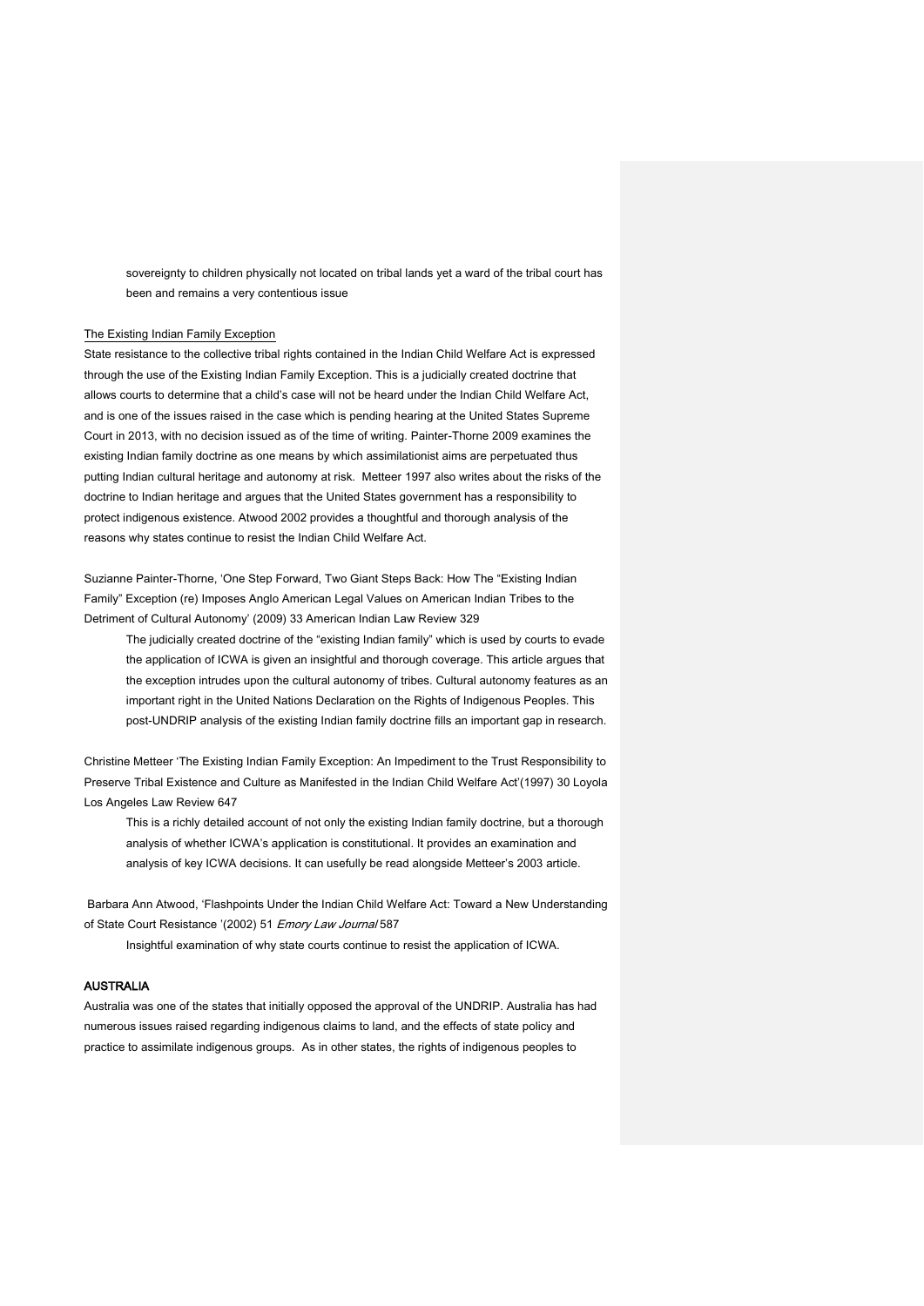sovereignty to children physically not located on tribal lands yet a ward of the tribal court has been and remains a very contentious issue

The Existing Indian Family Exception

State resistance to the collective tribal rights contained in the Indian Child Welfare Act is expressed through the use of the Existing Indian Family Exception. This is a judicially created doctrine that allows courts to determine that a child's case will not be heard under the Indian Child Welfare Act, and is one of the issues raised in the case which is pending hearing at the United States Supreme Court in 2013, with no decision issued as of the time of writing. Painter-Thorne 2009 examines the existing Indian family doctrine as one means by which assimilationist aims are perpetuated thus putting Indian cultural heritage and autonomy at risk. Metteer 1997 also writes about the risks of the doctrine to Indian heritage and argues that the United States government has a responsibility to protect indigenous existence. Atwood 2002 provides a thoughtful and thorough analysis of the reasons why states continue to resist the Indian Child Welfare Act.

Suzianne Painter-Thorne, 'One Step Forward, Two Giant Steps Back: How The "Existing Indian Family" Exception (re) Imposes Anglo American Legal Values on American Indian Tribes to the Detriment of Cultural Autonomy' (2009) 33 American Indian Law Review 329

> The judicially created doctrine of the "existing Indian family" which is used by courts to evade the application of ICWA is given an insightful and thorough coverage. This article argues that the exception intrudes upon the cultural autonomy of tribes. Cultural autonomy features as an important right in the United Nations Declaration on the Rights of Indigenous Peoples. This post-UNDRIP analysis of the existing Indian family doctrine fills an important gap in research.

Christine Metteer 'The Existing Indian Family Exception: An Impediment to the Trust Responsibility to Preserve Tribal Existence and Culture as Manifested in the Indian Child Welfare Act'(1997) 30 Loyola Los Angeles Law Review 647

> This is a richly detailed account of not only the existing Indian family doctrine, but a thorough analysis of whether ICWA's application is constitutional. It provides an examination and analysis of key ICWA decisions. It can usefully be read alongside Metteer's 2003 article.

Barbara Ann Atwood, 'Flashpoints Under the Indian Child Welfare Act: Toward a New Understanding of State Court Resistance '(2002) 51 *Emory Law Journal* 587

> Insightful examination of why state courts continue to resist the application of ICWA.

**AUSTRALIA**

Australia was one of the states that initially opposed the approval of the UNDRIP. Australia has had numerous issues raised regarding indigenous claims to land, and the effects of state policy and practice to assimilate indigenous groups. As in other states, the rights of indigenous peoples to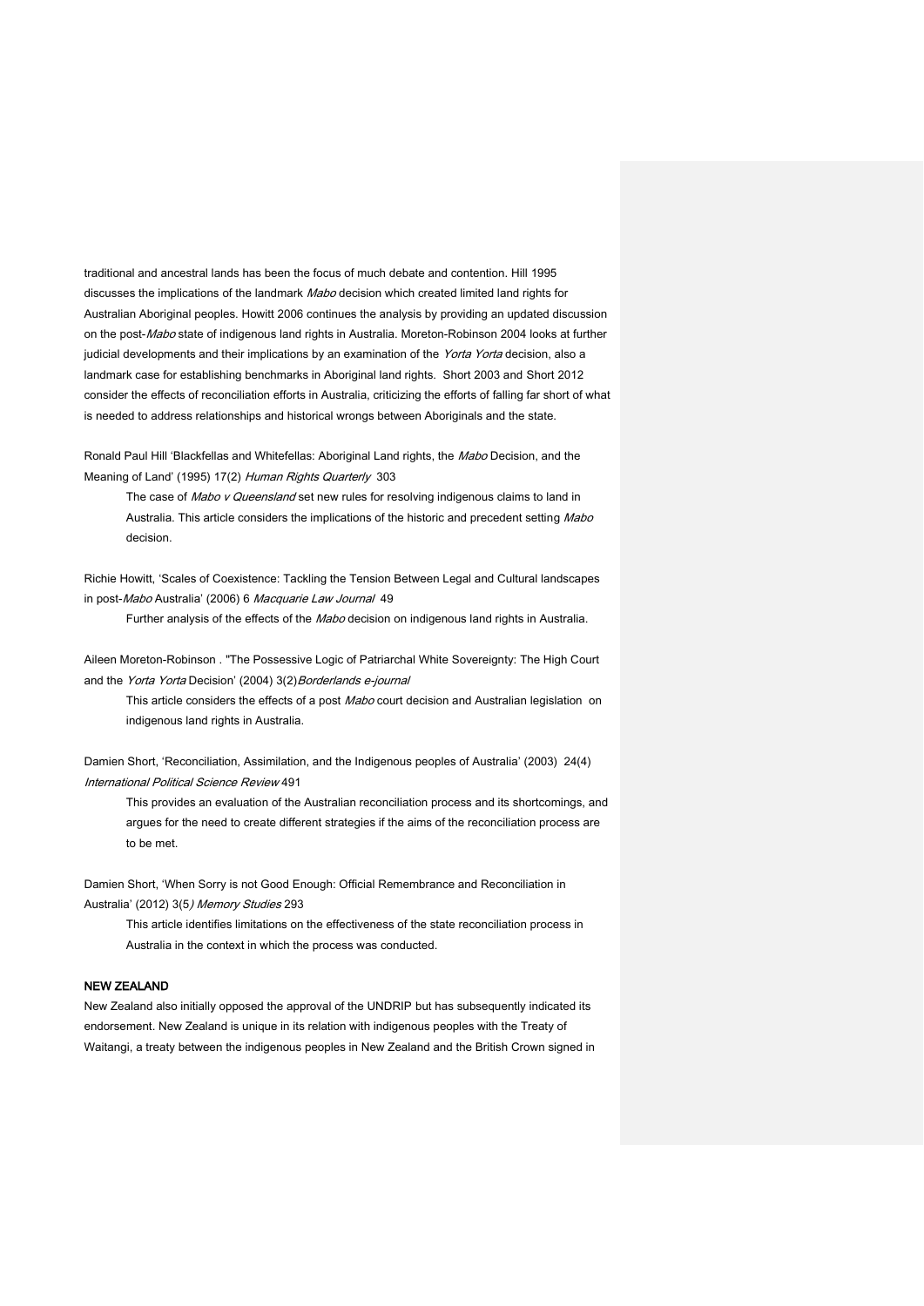traditional and ancestral lands has been the focus of much debate and contention. Hill 1995 discusses the implications of the landmark *Mabo* decision which created limited land rights for Australian Aboriginal peoples. Howitt 2006 continues the analysis by providing an updated discussion on the post-*Mabo* state of indigenous land rights in Australia. Moreton-Robinson 2004 looks at further judicial developments and their implications by an examination of the *Yorta Yorta* decision, also a landmark case for establishing benchmarks in Aboriginal land rights. Short 2003 and Short 2012 consider the effects of reconciliation efforts in Australia, criticizing the efforts of falling far short of what is needed to address relationships and historical wrongs between Aboriginals and the state.

Ronald Paul Hill 'Blackfellas and Whitefellas: Aboriginal Land rights, the *Mabo* Decision, and the Meaning of Land' (1995) 17(2) *Human Rights Quarterly* 303

> The case of *Mabo v Queensland* set new rules for resolving indigenous claims to land in Australia. This article considers the implications of the historic and precedent setting *Mabo* decision.

Richie Howitt, 'Scales of Coexistence: Tackling the Tension Between Legal and Cultural landscapes in post-*Mabo* Australia' (2006) 6 *Macquarie Law Journal* 49

> Further analysis of the effects of the *Mabo* decision on indigenous land rights in Australia.

Aileen Moreton-Robinson . "The Possessive Logic of Patriarchal White Sovereignty: The High Court and the *Yorta Yorta* Decision' (2004) 3(2)*Borderlands e-journal*

> This article considers the effects of a post *Mabo* court decision and Australian legislation on indigenous land rights in Australia.

Damien Short, 'Reconciliation, Assimilation, and the Indigenous peoples of Australia' (2003) 24(4) *International Political Science Review* 491

> This provides an evaluation of the Australian reconciliation process and its shortcomings, and argues for the need to create different strategies if the aims of the reconciliation process are to be met.

Damien Short, 'When Sorry is not Good Enough: Official Remembrance and Reconciliation in Australia' (2012) 3(5*) Memory Studies* 293

> This article identifies limitations on the effectiveness of the state reconciliation process in Australia in the context in which the process was conducted.

**NEW ZEALAND**

New Zealand also initially opposed the approval of the UNDRIP but has subsequently indicated its endorsement. New Zealand is unique in its relation with indigenous peoples with the Treaty of Waitangi, a treaty between the indigenous peoples in New Zealand and the British Crown signed in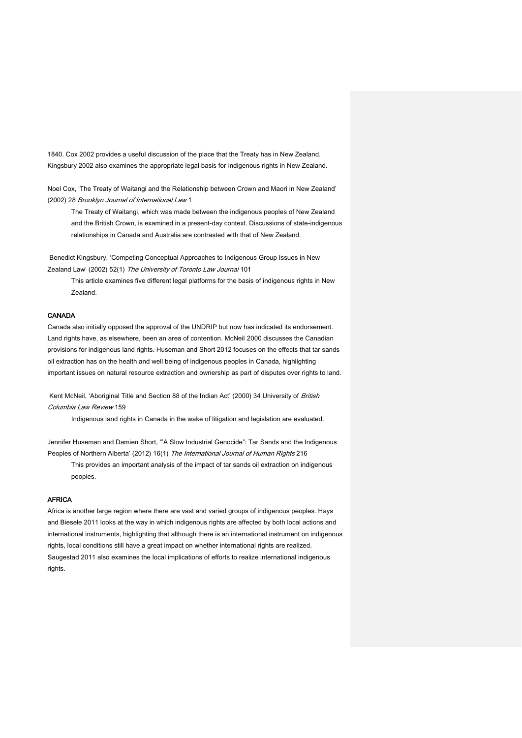1840. Cox 2002 provides a useful discussion of the place that the Treaty has in New Zealand. Kingsbury 2002 also examines the appropriate legal basis for indigenous rights in New Zealand.

Noel Cox, 'The Treaty of Waitangi and the Relationship between Crown and Maori in New Zealand' (2002) 28 *Brooklyn Journal of International Law* 1

> The Treaty of Waitangi, which was made between the indigenous peoples of New Zealand and the British Crown, is examined in a present-day context. Discussions of state-indigenous relationships in Canada and Australia are contrasted with that of New Zealand.

Benedict Kingsbury, 'Competing Conceptual Approaches to Indigenous Group Issues in New Zealand Law' (2002) 52(1) *The University of Toronto Law Journal* 101

> This article examines five different legal platforms for the basis of indigenous rights in New Zealand.

## CANADA

Canada also initially opposed the approval of the UNDRIP but now has indicated its endorsement. Land rights have, as elsewhere, been an area of contention. McNeil 2000 discusses the Canadian provisions for indigenous land rights. Huseman and Short 2012 focuses on the effects that tar sands oil extraction has on the health and well being of indigenous peoples in Canada, highlighting important issues on natural resource extraction and ownership as part of disputes over rights to land.

Kent McNeil, 'Aboriginal Title and Section 88 of the Indian Act' (2000) 34 University of *British Columbia Law Review* 159

> Indigenous land rights in Canada in the wake of litigation and legislation are evaluated.

Jennifer Huseman and Damien Short, '"A Slow Industrial Genocide": Tar Sands and the Indigenous Peoples of Northern Alberta' (2012) 16(1) *The International Journal of Human Rights* 216

> This provides an important analysis of the impact of tar sands oil extraction on indigenous peoples.

## AFRICA

Africa is another large region where there are vast and varied groups of indigenous peoples. Hays and Biesele 2011 looks at the way in which indigenous rights are affected by both local actions and international instruments, highlighting that although there is an international instrument on indigenous rights, local conditions still have a great impact on whether international rights are realized. Saugestad 2011 also examines the local implications of efforts to realize international indigenous rights.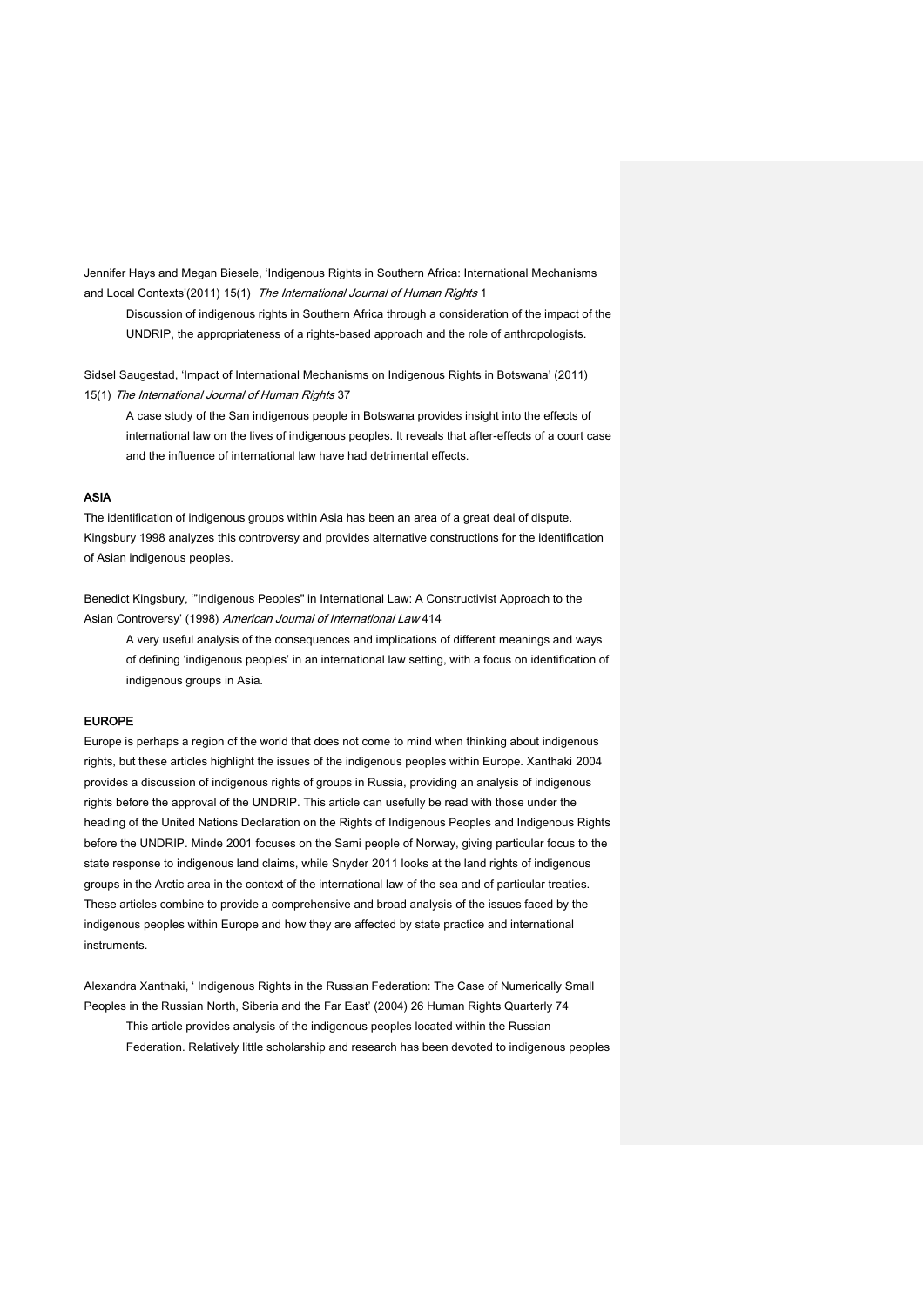Jennifer Hays and Megan Biesele, 'Indigenous Rights in Southern Africa: International Mechanisms and Local Contexts'(2011) 15(1) *The International Journal of Human Rights* 1

Discussion of indigenous rights in Southern Africa through a consideration of the impact of the UNDRIP, the appropriateness of a rights-based approach and the role of anthropologists.

Sidsel Saugestad, 'Impact of International Mechanisms on Indigenous Rights in Botswana' (2011) 15(1) *The International Journal of Human Rights* 37

A case study of the San indigenous people in Botswana provides insight into the effects of international law on the lives of indigenous peoples. It reveals that after-effects of a court case and the influence of international law have had detrimental effects.

**ASIA**

The identification of indigenous groups within Asia has been an area of a great deal of dispute. Kingsbury 1998 analyzes this controversy and provides alternative constructions for the identification of Asian indigenous peoples.

Benedict Kingsbury, '"Indigenous Peoples" in International Law: A Constructivist Approach to the Asian Controversy' (1998) *American Journal of International Law* 414

A very useful analysis of the consequences and implications of different meanings and ways of defining 'indigenous peoples' in an international law setting, with a focus on identification of indigenous groups in Asia.

**EUROPE**

Europe is perhaps a region of the world that does not come to mind when thinking about indigenous rights, but these articles highlight the issues of the indigenous peoples within Europe. Xanthaki 2004 provides a discussion of indigenous rights of groups in Russia, providing an analysis of indigenous rights before the approval of the UNDRIP. This article can usefully be read with those under the heading of the United Nations Declaration on the Rights of Indigenous Peoples and Indigenous Rights before the UNDRIP. Minde 2001 focuses on the Sami people of Norway, giving particular focus to the state response to indigenous land claims, while Snyder 2011 looks at the land rights of indigenous groups in the Arctic area in the context of the international law of the sea and of particular treaties. These articles combine to provide a comprehensive and broad analysis of the issues faced by the indigenous peoples within Europe and how they are affected by state practice and international instruments.

Alexandra Xanthaki, ' Indigenous Rights in the Russian Federation: The Case of Numerically Small Peoples in the Russian North, Siberia and the Far East' (2004) 26 Human Rights Quarterly 74

This article provides analysis of the indigenous peoples located within the Russian Federation. Relatively little scholarship and research has been devoted to indigenous peoples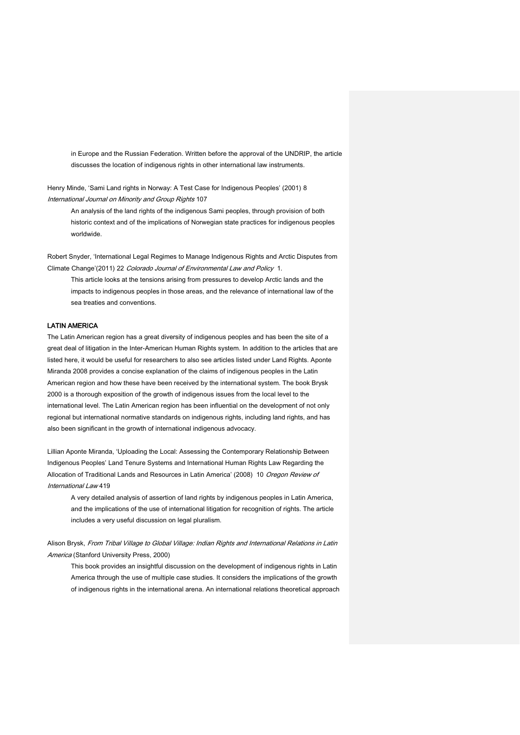in Europe and the Russian Federation. Written before the approval of the UNDRIP, the article discusses the location of indigenous rights in other international law instruments.

Henry Minde, 'Sami Land rights in Norway: A Test Case for Indigenous Peoples' (2001) 8 *International Journal on Minority and Group Rights* 107

An analysis of the land rights of the indigenous Sami peoples, through provision of both historic context and of the implications of Norwegian state practices for indigenous peoples worldwide.

Robert Snyder, 'International Legal Regimes to Manage Indigenous Rights and Arctic Disputes from Climate Change'(2011) 22 *Colorado Journal of Environmental Law and Policy* 1.

This article looks at the tensions arising from pressures to develop Arctic lands and the impacts to indigenous peoples in those areas, and the relevance of international law of the sea treaties and conventions.

**LATIN AMERICA**

The Latin American region has a great diversity of indigenous peoples and has been the site of a great deal of litigation in the Inter-American Human Rights system. In addition to the articles that are listed here, it would be useful for researchers to also see articles listed under Land Rights. Aponte Miranda 2008 provides a concise explanation of the claims of indigenous peoples in the Latin American region and how these have been received by the international system. The book Brysk 2000 is a thorough exposition of the growth of indigenous issues from the local level to the international level. The Latin American region has been influential on the development of not only regional but international normative standards on indigenous rights, including land rights, and has also been significant in the growth of international indigenous advocacy.

Lillian Aponte Miranda, 'Uploading the Local: Assessing the Contemporary Relationship Between Indigenous Peoples' Land Tenure Systems and International Human Rights Law Regarding the Allocation of Traditional Lands and Resources in Latin America' (2008) 10 *Oregon Review of International Law* 419

A very detailed analysis of assertion of land rights by indigenous peoples in Latin America, and the implications of the use of international litigation for recognition of rights. The article includes a very useful discussion on legal pluralism.

Alison Brysk, *From Tribal Village to Global Village: Indian Rights and International Relations in Latin America* (Stanford University Press, 2000)

This book provides an insightful discussion on the development of indigenous rights in Latin America through the use of multiple case studies. It considers the implications of the growth of indigenous rights in the international arena. An international relations theoretical approach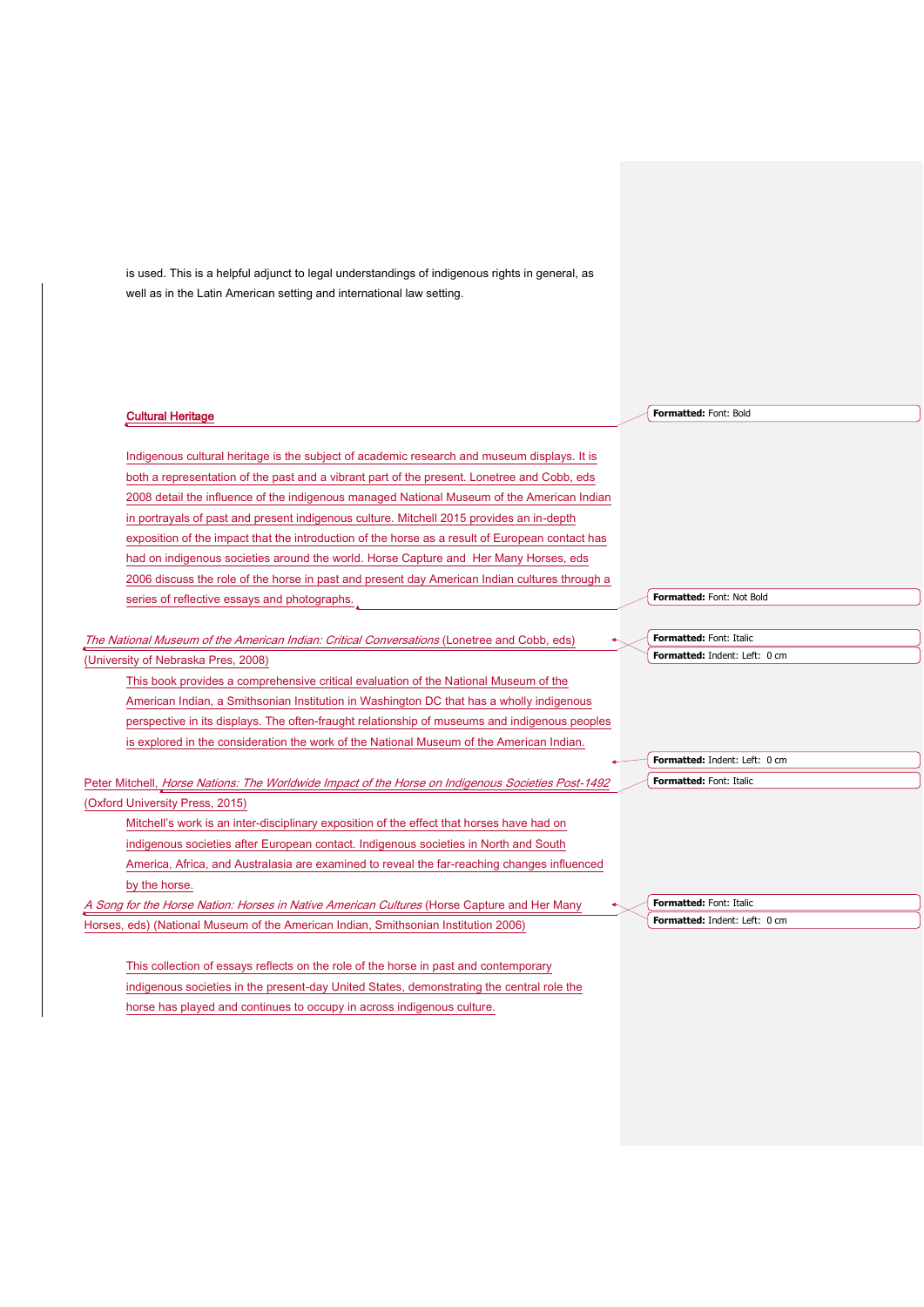is used. This is a helpful adjunct to legal understandings of indigenous rights in general, as well as in the Latin American setting and international law setting.

**Cultural Heritage**

Indigenous cultural heritage is the subject of academic research and museum displays. It is both a representation of the past and a vibrant part of the present. Lonetree and Cobb, eds 2008 detail the influence of the indigenous managed National Museum of the American Indian in portrayals of past and present indigenous culture. Mitchell 2015 provides an in-depth exposition of the impact that the introduction of the horse as a result of European contact has had on indigenous societies around the world. Horse Capture and  Her Many Horses, eds 2006 discuss the role of the horse in past and present day American Indian cultures through a series of reflective essays and photographs.

*The National Museum of the American Indian: Critical Conversations* (Lonetree and Cobb, eds) (University of Nebraska Pres, 2008)

This book provides a comprehensive critical evaluation of the National Museum of the American Indian, a Smithsonian Institution in Washington DC that has a wholly indigenous perspective in its displays. The often-fraught relationship of museums and indigenous peoples is explored in the consideration the work of the National Museum of the American Indian.

Peter Mitchell, *Horse Nations: The Worldwide Impact of the Horse on Indigenous Societies Post-1492* (Oxford University Press, 2015)

Mitchell's work is an inter-disciplinary exposition of the effect that horses have had on indigenous societies after European contact. Indigenous societies in North and South America, Africa, and Australasia are examined to reveal the far-reaching changes influenced by the horse.

*A Song for the Horse Nation: Horses in Native American Cultures* (Horse Capture and Her Many Horses, eds) (National Museum of the American Indian, Smithsonian Institution 2006)

This collection of essays reflects on the role of the horse in past and contemporary indigenous societies in the present-day United States, demonstrating the central role the horse has played and continues to occupy in across indigenous culture.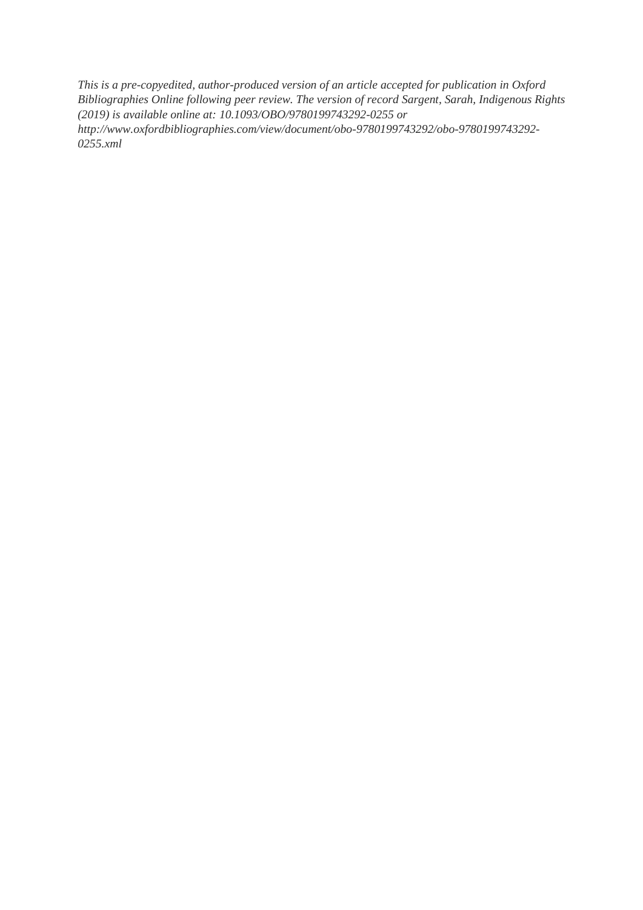*This is a pre-copyedited, author-produced version of an article accepted for publication in Oxford Bibliographies Online following peer review. The version of record Sargent, Sarah, Indigenous Rights (2019) is available online at: 10.1093/OBO/9780199743292-0255 or http://www.oxfordbibliographies.com/view/document/obo-9780199743292/obo-9780199743292-0255.xml*